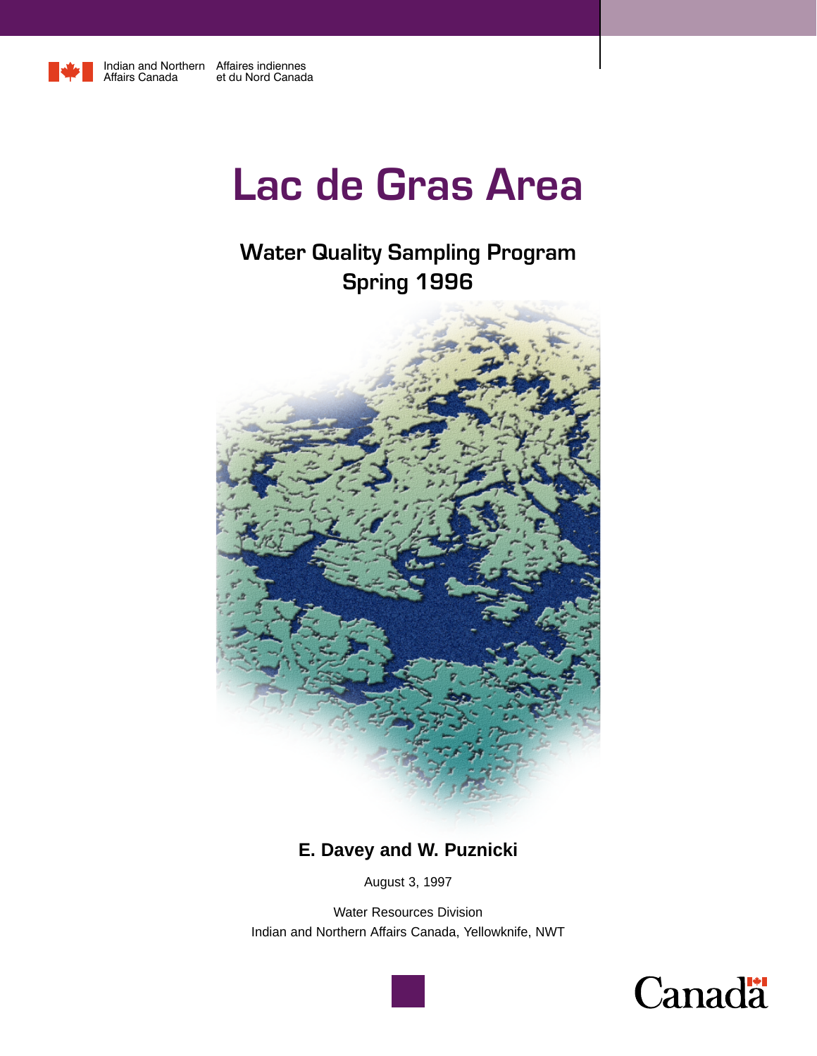Indian and Northern Affairs Canada | Affaires indiennes et du Nord Canada

# Lac de Gras Area

## Water Quality Sampling Program
## Spring 1996

**E. Davey and W. Puznicki**

August 3, 1997

Water Resources Division
Indian and Northern Affairs Canada, Yellowknife, NWT

Canada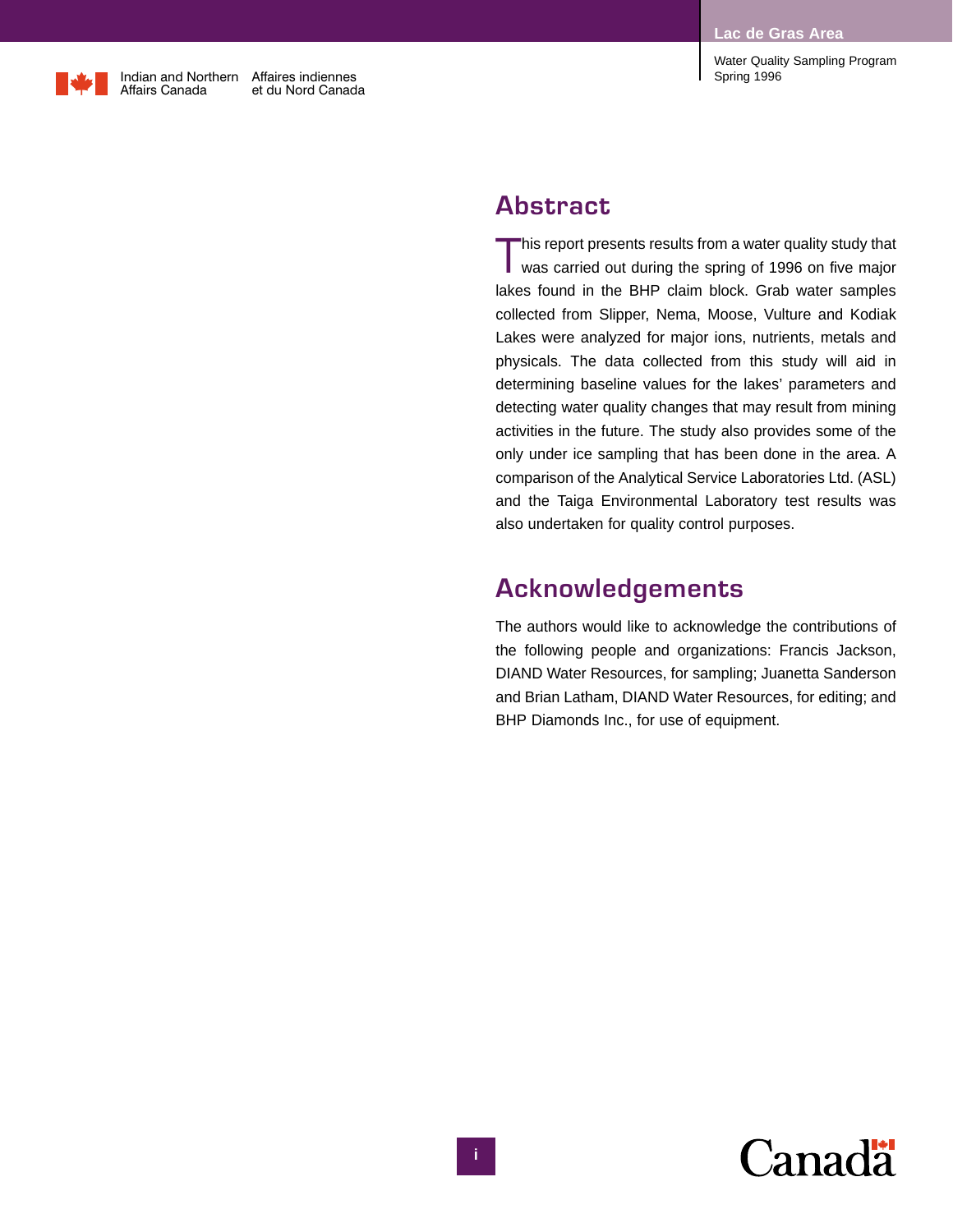## Abstract

This report presents results from a water quality study that was carried out during the spring of 1996 on five major lakes found in the BHP claim block. Grab water samples collected from Slipper, Nema, Moose, Vulture and Kodiak Lakes were analyzed for major ions, nutrients, metals and physicals. The data collected from this study will aid in determining baseline values for the lakes' parameters and detecting water quality changes that may result from mining activities in the future. The study also provides some of the only under ice sampling that has been done in the area. A comparison of the Analytical Service Laboratories Ltd. (ASL) and the Taiga Environmental Laboratory test results was also undertaken for quality control purposes.

## Acknowledgements

The authors would like to acknowledge the contributions of the following people and organizations: Francis Jackson, DIAND Water Resources, for sampling; Juanetta Sanderson and Brian Latham, DIAND Water Resources, for editing; and BHP Diamonds Inc., for use of equipment.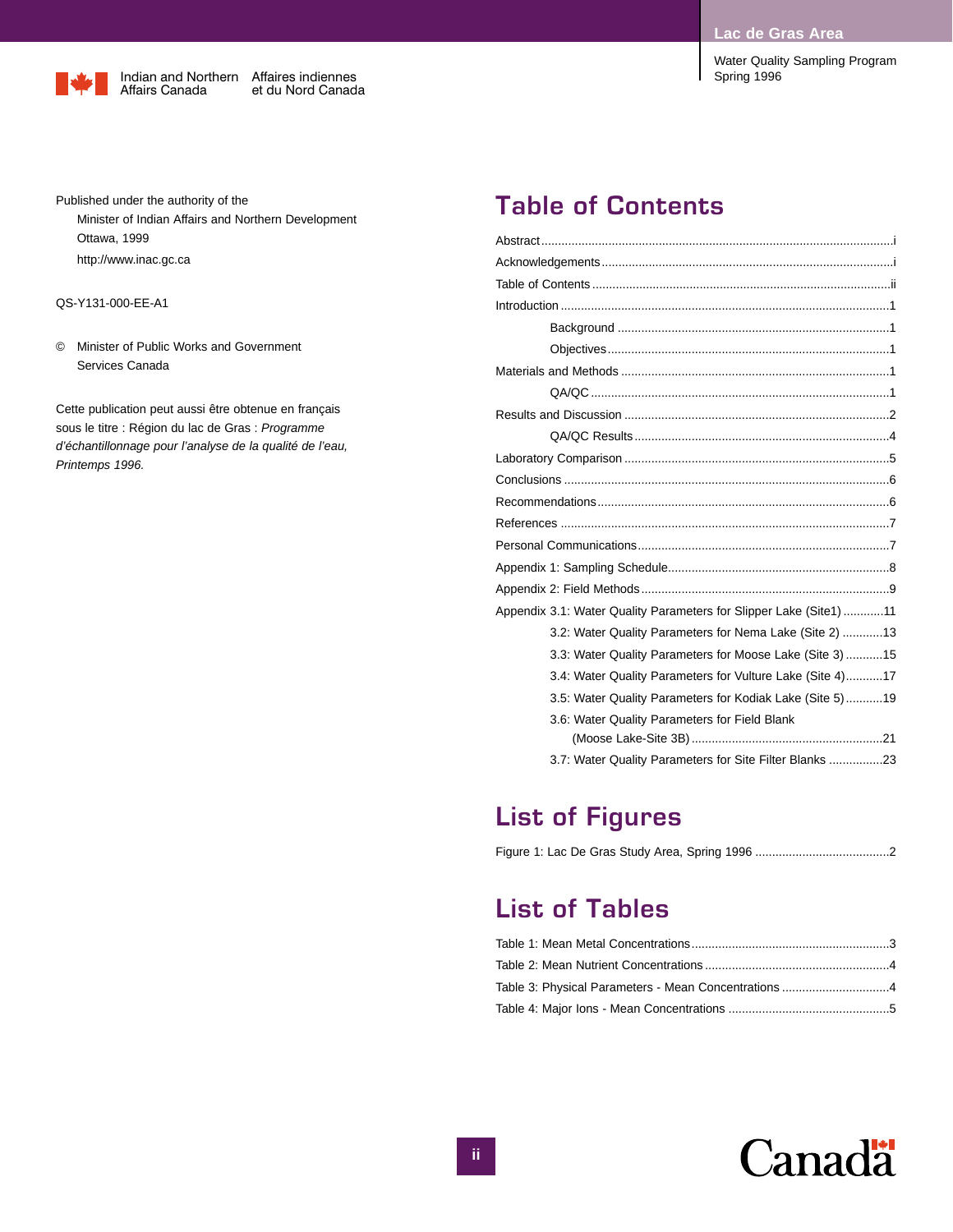Published under the authority of the
Minister of Indian Affairs and Northern Development
Ottawa, 1999
http://www.inac.gc.ca

QS-Y131-000-EE-A1

© Minister of Public Works and Government Services Canada

Cette publication peut aussi être obtenue en français sous le titre : Région du lac de Gras : *Programme d'échantillonnage pour l'analyse de la qualité de l'eau, Printemps 1996.*

# Table of Contents

- Abstract ... i
- Acknowledgements ... i
- Table of Contents ... ii
- Introduction ... 1
  - Background ... 1
  - Objectives ... 1
- Materials and Methods ... 1
  - QA/QC ... 1
- Results and Discussion ... 2
  - QA/QC Results ... 4
- Laboratory Comparison ... 5
- Conclusions ... 6
- Recommendations ... 6
- References ... 7
- Personal Communications ... 7
- Appendix 1: Sampling Schedule ... 8
- Appendix 2: Field Methods ... 9
- Appendix 3.1: Water Quality Parameters for Slipper Lake (Site1) ... 11
  - 3.2: Water Quality Parameters for Nema Lake (Site 2) ... 13
  - 3.3: Water Quality Parameters for Moose Lake (Site 3) ... 15
  - 3.4: Water Quality Parameters for Vulture Lake (Site 4) ... 17
  - 3.5: Water Quality Parameters for Kodiak Lake (Site 5) ... 19
  - 3.6: Water Quality Parameters for Field Blank (Moose Lake-Site 3B) ... 21
  - 3.7: Water Quality Parameters for Site Filter Blanks ... 23

# List of Figures

- Figure 1: Lac De Gras Study Area, Spring 1996 ... 2

# List of Tables

- Table 1: Mean Metal Concentrations ... 3
- Table 2: Mean Nutrient Concentrations ... 4
- Table 3: Physical Parameters - Mean Concentrations ... 4
- Table 4: Major Ions - Mean Concentrations ... 5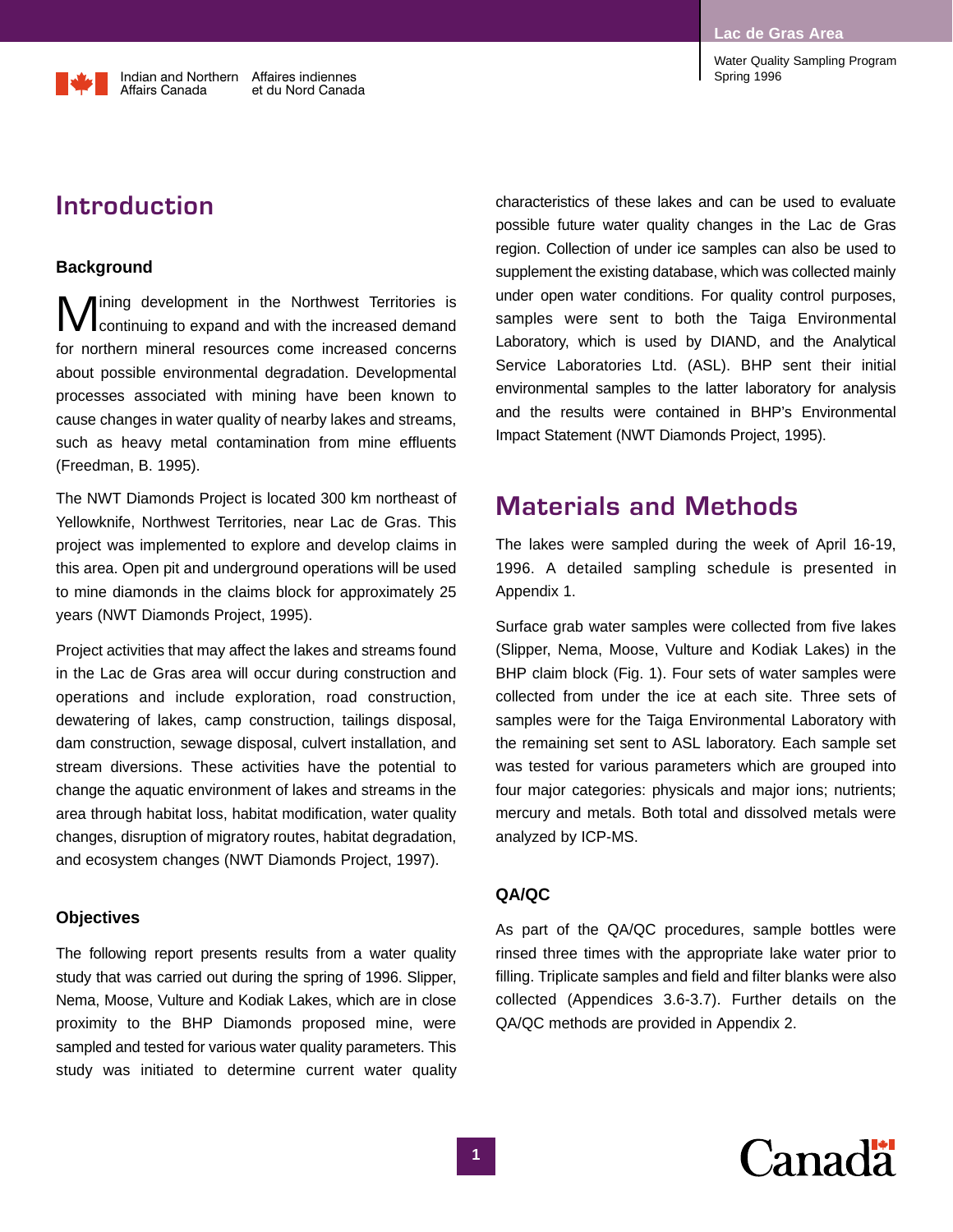# Introduction

## Background

Mining development in the Northwest Territories is continuing to expand and with the increased demand for northern mineral resources come increased concerns about possible environmental degradation. Developmental processes associated with mining have been known to cause changes in water quality of nearby lakes and streams, such as heavy metal contamination from mine effluents (Freedman, B. 1995).

The NWT Diamonds Project is located 300 km northeast of Yellowknife, Northwest Territories, near Lac de Gras. This project was implemented to explore and develop claims in this area. Open pit and underground operations will be used to mine diamonds in the claims block for approximately 25 years (NWT Diamonds Project, 1995).

Project activities that may affect the lakes and streams found in the Lac de Gras area will occur during construction and operations and include exploration, road construction, dewatering of lakes, camp construction, tailings disposal, dam construction, sewage disposal, culvert installation, and stream diversions. These activities have the potential to change the aquatic environment of lakes and streams in the area through habitat loss, habitat modification, water quality changes, disruption of migratory routes, habitat degradation, and ecosystem changes (NWT Diamonds Project, 1997).

## Objectives

The following report presents results from a water quality study that was carried out during the spring of 1996. Slipper, Nema, Moose, Vulture and Kodiak Lakes, which are in close proximity to the BHP Diamonds proposed mine, were sampled and tested for various water quality parameters. This study was initiated to determine current water quality characteristics of these lakes and can be used to evaluate possible future water quality changes in the Lac de Gras region. Collection of under ice samples can also be used to supplement the existing database, which was collected mainly under open water conditions. For quality control purposes, samples were sent to both the Taiga Environmental Laboratory, which is used by DIAND, and the Analytical Service Laboratories Ltd. (ASL). BHP sent their initial environmental samples to the latter laboratory for analysis and the results were contained in BHP's Environmental Impact Statement (NWT Diamonds Project, 1995).

# Materials and Methods

The lakes were sampled during the week of April 16-19, 1996. A detailed sampling schedule is presented in Appendix 1.

Surface grab water samples were collected from five lakes (Slipper, Nema, Moose, Vulture and Kodiak Lakes) in the BHP claim block (Fig. 1). Four sets of water samples were collected from under the ice at each site. Three sets of samples were for the Taiga Environmental Laboratory with the remaining set sent to ASL laboratory. Each sample set was tested for various parameters which are grouped into four major categories: physicals and major ions; nutrients; mercury and metals. Both total and dissolved metals were analyzed by ICP-MS.

## QA/QC

As part of the QA/QC procedures, sample bottles were rinsed three times with the appropriate lake water prior to filling. Triplicate samples and field and filter blanks were also collected (Appendices 3.6-3.7). Further details on the QA/QC methods are provided in Appendix 2.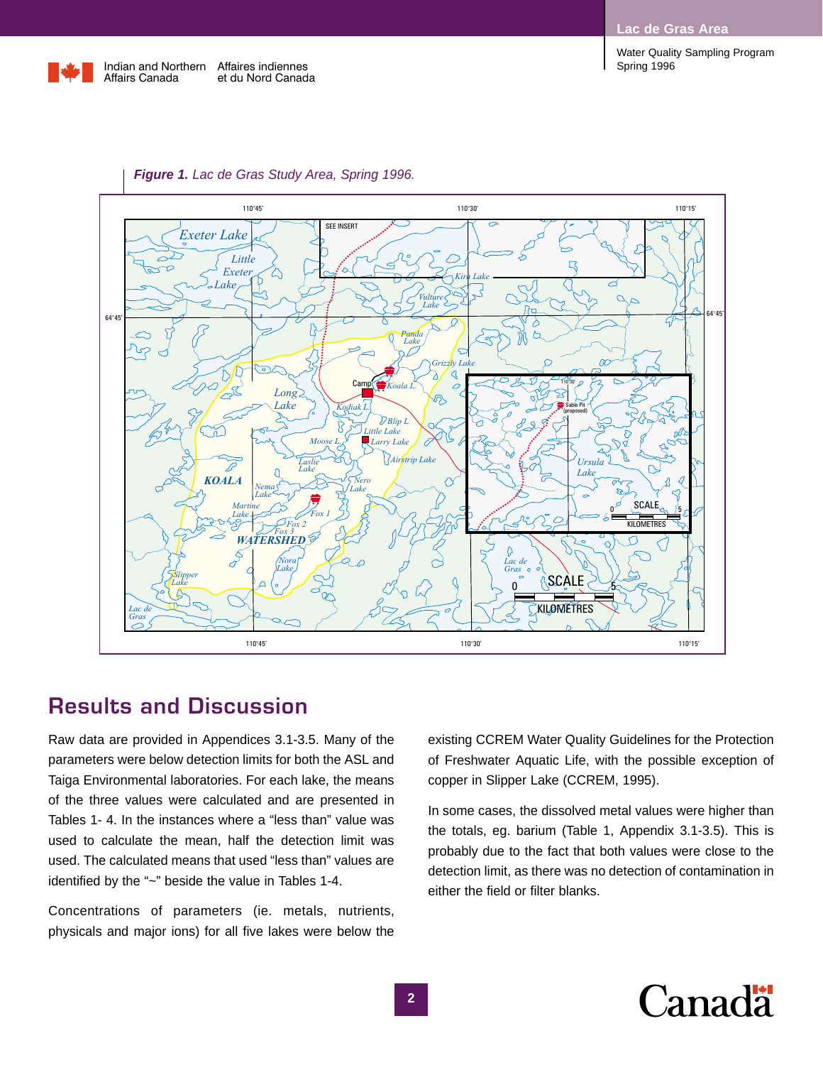**Figure 1.** *Lac de Gras Study Area, Spring 1996.*

## Results and Discussion

Raw data are provided in Appendices 3.1-3.5. Many of the parameters were below detection limits for both the ASL and Taiga Environmental laboratories. For each lake, the means of the three values were calculated and are presented in Tables 1- 4. In the instances where a “less than” value was used to calculate the mean, half the detection limit was used. The calculated means that used “less than” values are identified by the “~” beside the value in Tables 1-4.

Concentrations of parameters (ie. metals, nutrients, physicals and major ions) for all five lakes were below the existing CCREM Water Quality Guidelines for the Protection of Freshwater Aquatic Life, with the possible exception of copper in Slipper Lake (CCREM, 1995).

In some cases, the dissolved metal values were higher than the totals, eg. barium (Table 1, Appendix 3.1-3.5). This is probably due to the fact that both values were close to the detection limit, as there was no detection of contamination in either the field or filter blanks.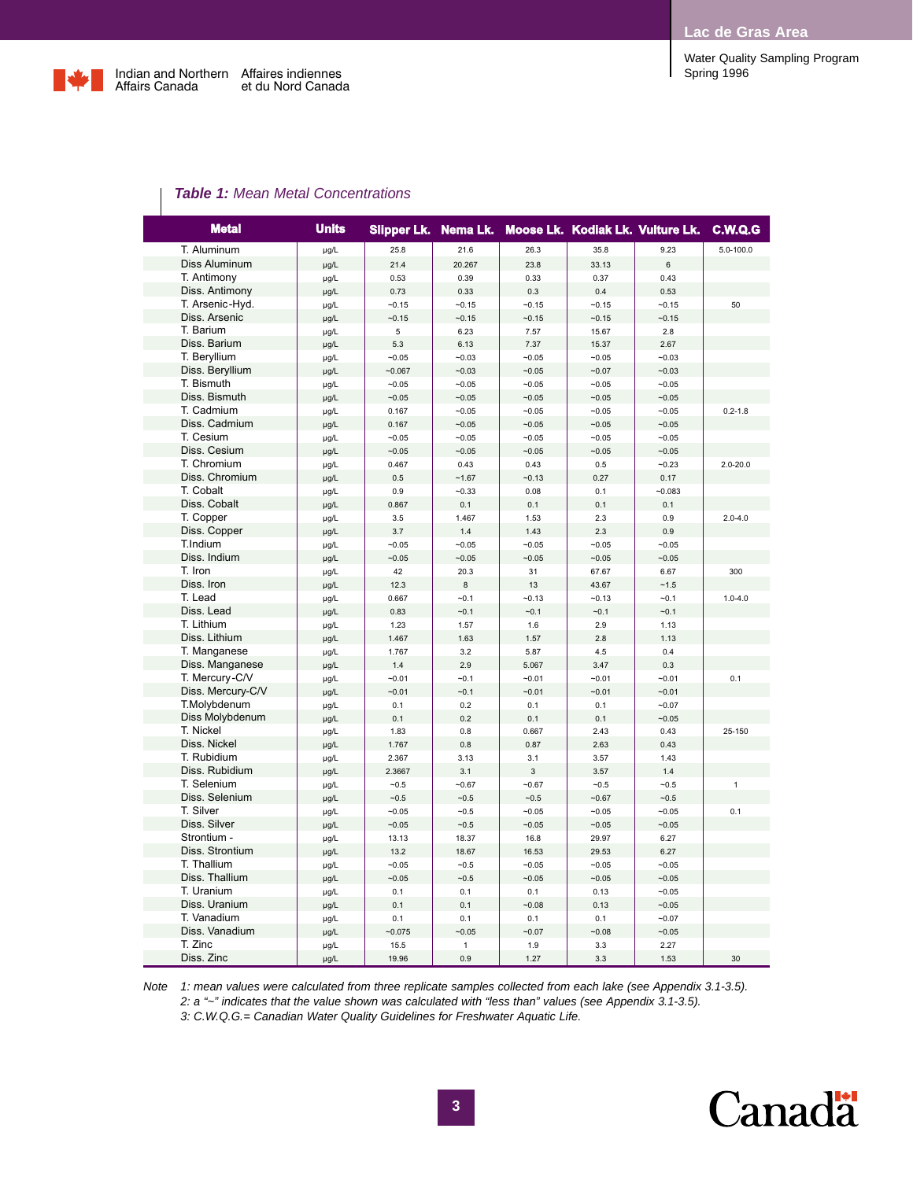***Table 1:*** *Mean Metal Concentrations*

| Metal | Units | Slipper Lk. | Nema Lk. | Moose Lk. | Kodiak Lk. | Vulture Lk. | C.W.Q.G |
|---|---|---|---|---|---|---|---|
| T. Aluminum | µg/L | 25.8 | 21.6 | 26.3 | 35.8 | 9.23 | 5.0-100.0 |
| Diss Aluminum | µg/L | 21.4 | 20.267 | 23.8 | 33.13 | 6 | |
| T. Antimony | µg/L | 0.53 | 0.39 | 0.33 | 0.37 | 0.43 | |
| Diss. Antimony | µg/L | 0.73 | 0.33 | 0.3 | 0.4 | 0.53 | |
| T. Arsenic-Hyd. | µg/L | ~0.15 | ~0.15 | ~0.15 | ~0.15 | ~0.15 | 50 |
| Diss. Arsenic | µg/L | ~0.15 | ~0.15 | ~0.15 | ~0.15 | ~0.15 | |
| T. Barium | µg/L | 5 | 6.23 | 7.57 | 15.67 | 2.8 | |
| Diss. Barium | µg/L | 5.3 | 6.13 | 7.37 | 15.37 | 2.67 | |
| T. Beryllium | µg/L | ~0.05 | ~0.03 | ~0.05 | ~0.05 | ~0.03 | |
| Diss. Beryllium | µg/L | ~0.067 | ~0.03 | ~0.05 | ~0.07 | ~0.03 | |
| T. Bismuth | µg/L | ~0.05 | ~0.05 | ~0.05 | ~0.05 | ~0.05 | |
| Diss. Bismuth | µg/L | ~0.05 | ~0.05 | ~0.05 | ~0.05 | ~0.05 | |
| T. Cadmium | µg/L | 0.167 | ~0.05 | ~0.05 | ~0.05 | ~0.05 | 0.2-1.8 |
| Diss. Cadmium | µg/L | 0.167 | ~0.05 | ~0.05 | ~0.05 | ~0.05 | |
| T. Cesium | µg/L | ~0.05 | ~0.05 | ~0.05 | ~0.05 | ~0.05 | |
| Diss. Cesium | µg/L | ~0.05 | ~0.05 | ~0.05 | ~0.05 | ~0.05 | |
| T. Chromium | µg/L | 0.467 | 0.43 | 0.43 | 0.5 | ~0.23 | 2.0-20.0 |
| Diss. Chromium | µg/L | 0.5 | ~1.67 | ~0.13 | 0.27 | 0.17 | |
| T. Cobalt | µg/L | 0.9 | ~0.33 | 0.08 | 0.1 | ~0.083 | |
| Diss. Cobalt | µg/L | 0.867 | 0.1 | 0.1 | 0.1 | 0.1 | |
| T. Copper | µg/L | 3.5 | 1.467 | 1.53 | 2.3 | 0.9 | 2.0-4.0 |
| Diss. Copper | µg/L | 3.7 | 1.4 | 1.43 | 2.3 | 0.9 | |
| T.Indium | µg/L | ~0.05 | ~0.05 | ~0.05 | ~0.05 | ~0.05 | |
| Diss. Indium | µg/L | ~0.05 | ~0.05 | ~0.05 | ~0.05 | ~0.05 | |
| T. Iron | µg/L | 42 | 20.3 | 31 | 67.67 | 6.67 | 300 |
| Diss. Iron | µg/L | 12.3 | 8 | 13 | 43.67 | ~1.5 | |
| T. Lead | µg/L | 0.667 | ~0.1 | ~0.13 | ~0.13 | ~0.1 | 1.0-4.0 |
| Diss. Lead | µg/L | 0.83 | ~0.1 | ~0.1 | ~0.1 | ~0.1 | |
| T. Lithium | µg/L | 1.23 | 1.57 | 1.6 | 2.9 | 1.13 | |
| Diss. Lithium | µg/L | 1.467 | 1.63 | 1.57 | 2.8 | 1.13 | |
| T. Manganese | µg/L | 1.767 | 3.2 | 5.87 | 4.5 | 0.4 | |
| Diss. Manganese | µg/L | 1.4 | 2.9 | 5.067 | 3.47 | 0.3 | |
| T. Mercury-C/V | µg/L | ~0.01 | ~0.1 | ~0.01 | ~0.01 | ~0.01 | 0.1 |
| Diss. Mercury-C/V | µg/L | ~0.01 | ~0.1 | ~0.01 | ~0.01 | ~0.01 | |
| T.Molybdenum | µg/L | 0.1 | 0.2 | 0.1 | 0.1 | ~0.07 | |
| Diss Molybdenum | µg/L | 0.1 | 0.2 | 0.1 | 0.1 | ~0.05 | |
| T. Nickel | µg/L | 1.83 | 0.8 | 0.667 | 2.43 | 0.43 | 25-150 |
| Diss. Nickel | µg/L | 1.767 | 0.8 | 0.87 | 2.63 | 0.43 | |
| T. Rubidium | µg/L | 2.367 | 3.13 | 3.1 | 3.57 | 1.43 | |
| Diss. Rubidium | µg/L | 2.3667 | 3.1 | 3 | 3.57 | 1.4 | |
| T. Selenium | µg/L | ~0.5 | ~0.67 | ~0.67 | ~0.5 | ~0.5 | 1 |
| Diss. Selenium | µg/L | ~0.5 | ~0.5 | ~0.5 | ~0.67 | ~0.5 | |
| T. Silver | µg/L | ~0.05 | ~0.5 | ~0.05 | ~0.05 | ~0.05 | 0.1 |
| Diss. Silver | µg/L | ~0.05 | ~0.5 | ~0.05 | ~0.05 | ~0.05 | |
| Strontium - | µg/L | 13.13 | 18.37 | 16.8 | 29.97 | 6.27 | |
| Diss. Strontium | µg/L | 13.2 | 18.67 | 16.53 | 29.53 | 6.27 | |
| T. Thallium | µg/L | ~0.05 | ~0.5 | ~0.05 | ~0.05 | ~0.05 | |
| Diss. Thallium | µg/L | ~0.05 | ~0.5 | ~0.05 | ~0.05 | ~0.05 | |
| T. Uranium | µg/L | 0.1 | 0.1 | 0.1 | 0.13 | ~0.05 | |
| Diss. Uranium | µg/L | 0.1 | 0.1 | ~0.08 | 0.13 | ~0.05 | |
| T. Vanadium | µg/L | 0.1 | 0.1 | 0.1 | 0.1 | ~0.07 | |
| Diss. Vanadium | µg/L | ~0.075 | ~0.05 | ~0.07 | ~0.08 | ~0.05 | |
| T. Zinc | µg/L | 15.5 | 1 | 1.9 | 3.3 | 2.27 | |
| Diss. Zinc | µg/L | 19.96 | 0.9 | 1.27 | 3.3 | 1.53 | 30 |

*Note 1: mean values were calculated from three replicate samples collected from each lake (see Appendix 3.1-3.5).*
*2: a "~" indicates that the value shown was calculated with "less than" values (see Appendix 3.1-3.5).*
*3: C.W.Q.G.= Canadian Water Quality Guidelines for Freshwater Aquatic Life.*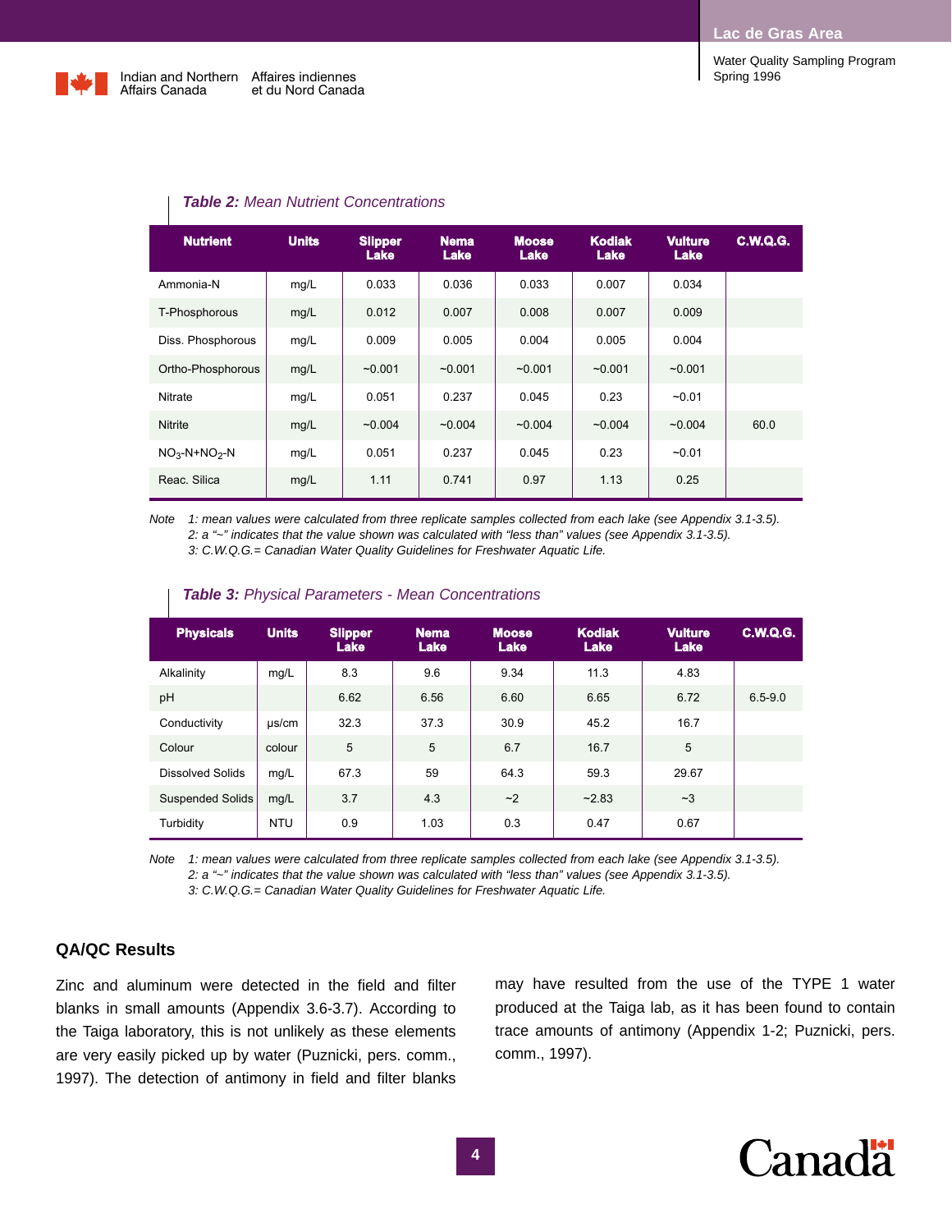**Table 2:** *Mean Nutrient Concentrations*

| Nutrient | Units | Slipper Lake | Nema Lake | Moose Lake | Kodiak Lake | Vulture Lake | C.W.Q.G. |
|---|---|---|---|---|---|---|---|
| Ammonia-N | mg/L | 0.033 | 0.036 | 0.033 | 0.007 | 0.034 | |
| T-Phosphorous | mg/L | 0.012 | 0.007 | 0.008 | 0.007 | 0.009 | |
| Diss. Phosphorous | mg/L | 0.009 | 0.005 | 0.004 | 0.005 | 0.004 | |
| Ortho-Phosphorous | mg/L | ~0.001 | ~0.001 | ~0.001 | ~0.001 | ~0.001 | |
| Nitrate | mg/L | 0.051 | 0.237 | 0.045 | 0.23 | ~0.01 | |
| Nitrite | mg/L | ~0.004 | ~0.004 | ~0.004 | ~0.004 | ~0.004 | 60.0 |
| $NO_3$-N+$NO_2$-N | mg/L | 0.051 | 0.237 | 0.045 | 0.23 | ~0.01 | |
| Reac. Silica | mg/L | 1.11 | 0.741 | 0.97 | 1.13 | 0.25 | |

*Note 1: mean values were calculated from three replicate samples collected from each lake (see Appendix 3.1-3.5).*
*2: a "~" indicates that the value shown was calculated with "less than" values (see Appendix 3.1-3.5).*
*3: C.W.Q.G.= Canadian Water Quality Guidelines for Freshwater Aquatic Life.*

**Table 3:** *Physical Parameters - Mean Concentrations*

| Physicals | Units | Slipper Lake | Nema Lake | Moose Lake | Kodiak Lake | Vulture Lake | C.W.Q.G. |
|---|---|---|---|---|---|---|---|
| Alkalinity | mg/L | 8.3 | 9.6 | 9.34 | 11.3 | 4.83 | |
| pH | | 6.62 | 6.56 | 6.60 | 6.65 | 6.72 | 6.5-9.0 |
| Conductivity | µs/cm | 32.3 | 37.3 | 30.9 | 45.2 | 16.7 | |
| Colour | colour | 5 | 5 | 6.7 | 16.7 | 5 | |
| Dissolved Solids | mg/L | 67.3 | 59 | 64.3 | 59.3 | 29.67 | |
| Suspended Solids | mg/L | 3.7 | 4.3 | ~2 | ~2.83 | ~3 | |
| Turbidity | NTU | 0.9 | 1.03 | 0.3 | 0.47 | 0.67 | |

*Note 1: mean values were calculated from three replicate samples collected from each lake (see Appendix 3.1-3.5).*
*2: a "~" indicates that the value shown was calculated with "less than" values (see Appendix 3.1-3.5).*
*3: C.W.Q.G.= Canadian Water Quality Guidelines for Freshwater Aquatic Life.*

## QA/QC Results

Zinc and aluminum were detected in the field and filter blanks in small amounts (Appendix 3.6-3.7). According to the Taiga laboratory, this is not unlikely as these elements are very easily picked up by water (Puznicki, pers. comm., 1997). The detection of antimony in field and filter blanks may have resulted from the use of the TYPE 1 water produced at the Taiga lab, as it has been found to contain trace amounts of antimony (Appendix 1-2; Puznicki, pers. comm., 1997).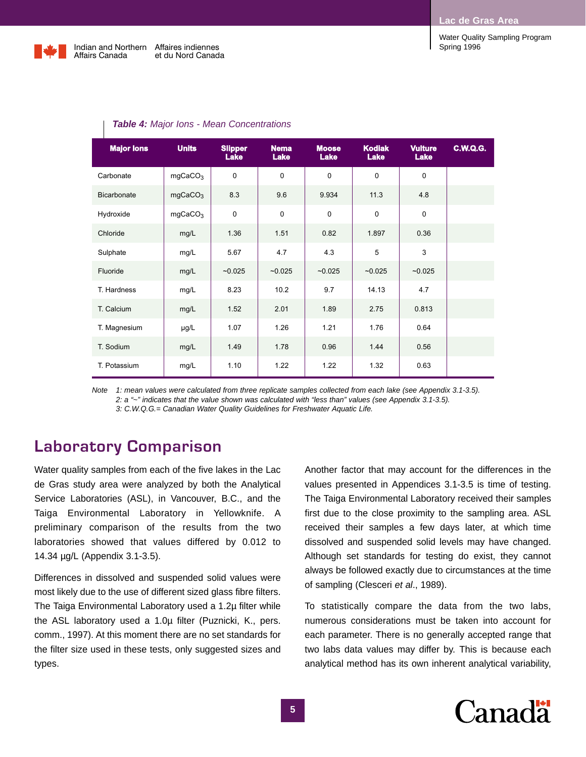***Table 4:** Major Ions - Mean Concentrations*

| Major Ions | Units | Slipper Lake | Nema Lake | Moose Lake | Kodiak Lake | Vulture Lake | C.W.Q.G. |
|---|---|---|---|---|---|---|---|
| Carbonate | mg$CaCO_3$ | 0 | 0 | 0 | 0 | 0 | |
| Bicarbonate | mg$CaCO_3$ | 8.3 | 9.6 | 9.934 | 11.3 | 4.8 | |
| Hydroxide | mg$CaCO_3$ | 0 | 0 | 0 | 0 | 0 | |
| Chloride | mg/L | 1.36 | 1.51 | 0.82 | 1.897 | 0.36 | |
| Sulphate | mg/L | 5.67 | 4.7 | 4.3 | 5 | 3 | |
| Fluoride | mg/L | ~0.025 | ~0.025 | ~0.025 | ~0.025 | ~0.025 | |
| T. Hardness | mg/L | 8.23 | 10.2 | 9.7 | 14.13 | 4.7 | |
| T. Calcium | mg/L | 1.52 | 2.01 | 1.89 | 2.75 | 0.813 | |
| T. Magnesium | µg/L | 1.07 | 1.26 | 1.21 | 1.76 | 0.64 | |
| T. Sodium | mg/L | 1.49 | 1.78 | 0.96 | 1.44 | 0.56 | |
| T. Potassium | mg/L | 1.10 | 1.22 | 1.22 | 1.32 | 0.63 | |

*Note 1: mean values were calculated from three replicate samples collected from each lake (see Appendix 3.1-3.5).*
*2: a "~" indicates that the value shown was calculated with "less than" values (see Appendix 3.1-3.5).*
*3: C.W.Q.G.= Canadian Water Quality Guidelines for Freshwater Aquatic Life.*

## Laboratory Comparison

Water quality samples from each of the five lakes in the Lac de Gras study area were analyzed by both the Analytical Service Laboratories (ASL), in Vancouver, B.C., and the Taiga Environmental Laboratory in Yellowknife. A preliminary comparison of the results from the two laboratories showed that values differed by 0.012 to 14.34 µg/L (Appendix 3.1-3.5).

Differences in dissolved and suspended solid values were most likely due to the use of different sized glass fibre filters. The Taiga Environmental Laboratory used a 1.2µ filter while the ASL laboratory used a 1.0µ filter (Puznicki, K., pers. comm., 1997). At this moment there are no set standards for the filter size used in these tests, only suggested sizes and types.

Another factor that may account for the differences in the values presented in Appendices 3.1-3.5 is time of testing. The Taiga Environmental Laboratory received their samples first due to the close proximity to the sampling area. ASL received their samples a few days later, at which time dissolved and suspended solid levels may have changed. Although set standards for testing do exist, they cannot always be followed exactly due to circumstances at the time of sampling (Clesceri *et al*., 1989).

To statistically compare the data from the two labs, numerous considerations must be taken into account for each parameter. There is no generally accepted range that two labs data values may differ by. This is because each analytical method has its own inherent analytical variability,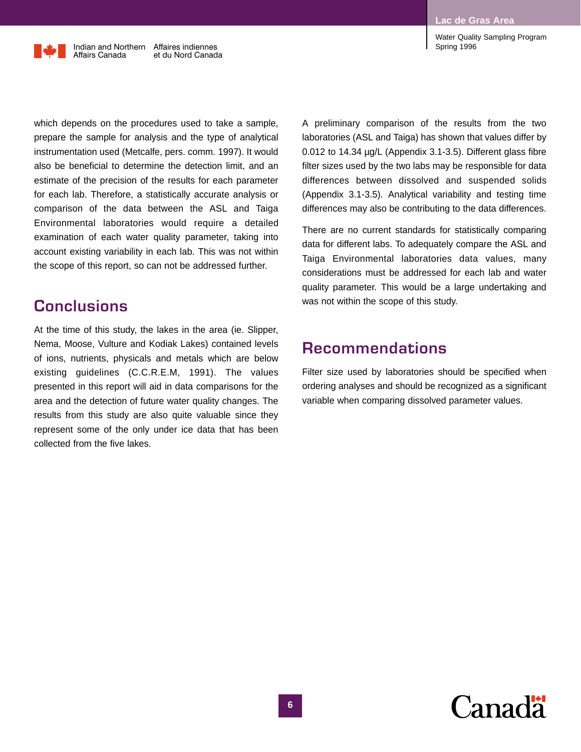which depends on the procedures used to take a sample, prepare the sample for analysis and the type of analytical instrumentation used (Metcalfe, pers. comm. 1997). It would also be beneficial to determine the detection limit, and an estimate of the precision of the results for each parameter for each lab. Therefore, a statistically accurate analysis or comparison of the data between the ASL and Taiga Environmental laboratories would require a detailed examination of each water quality parameter, taking into account existing variability in each lab. This was not within the scope of this report, so can not be addressed further.

## Conclusions

At the time of this study, the lakes in the area (ie. Slipper, Nema, Moose, Vulture and Kodiak Lakes) contained levels of ions, nutrients, physicals and metals which are below existing guidelines (C.C.R.E.M, 1991). The values presented in this report will aid in data comparisons for the area and the detection of future water quality changes. The results from this study are also quite valuable since they represent some of the only under ice data that has been collected from the five lakes.

A preliminary comparison of the results from the two laboratories (ASL and Taiga) has shown that values differ by 0.012 to 14.34 µg/L (Appendix 3.1-3.5). Different glass fibre filter sizes used by the two labs may be responsible for data differences between dissolved and suspended solids (Appendix 3.1-3.5). Analytical variability and testing time differences may also be contributing to the data differences.

There are no current standards for statistically comparing data for different labs. To adequately compare the ASL and Taiga Environmental laboratories data values, many considerations must be addressed for each lab and water quality parameter. This would be a large undertaking and was not within the scope of this study.

## Recommendations

Filter size used by laboratories should be specified when ordering analyses and should be recognized as a significant variable when comparing dissolved parameter values.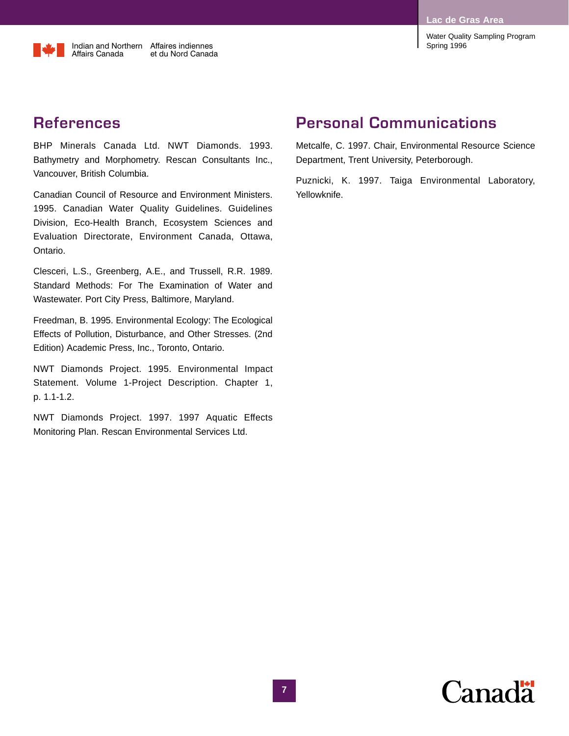## References

BHP Minerals Canada Ltd. NWT Diamonds. 1993. Bathymetry and Morphometry. Rescan Consultants Inc., Vancouver, British Columbia.

Canadian Council of Resource and Environment Ministers. 1995. Canadian Water Quality Guidelines. Guidelines Division, Eco-Health Branch, Ecosystem Sciences and Evaluation Directorate, Environment Canada, Ottawa, Ontario.

Clesceri, L.S., Greenberg, A.E., and Trussell, R.R. 1989. Standard Methods: For The Examination of Water and Wastewater. Port City Press, Baltimore, Maryland.

Freedman, B. 1995. Environmental Ecology: The Ecological Effects of Pollution, Disturbance, and Other Stresses. (2nd Edition) Academic Press, Inc., Toronto, Ontario.

NWT Diamonds Project. 1995. Environmental Impact Statement. Volume 1-Project Description. Chapter 1, p. 1.1-1.2.

NWT Diamonds Project. 1997. 1997 Aquatic Effects Monitoring Plan. Rescan Environmental Services Ltd.

## Personal Communications

Metcalfe, C. 1997. Chair, Environmental Resource Science Department, Trent University, Peterborough.

Puznicki, K. 1997. Taiga Environmental Laboratory, Yellowknife.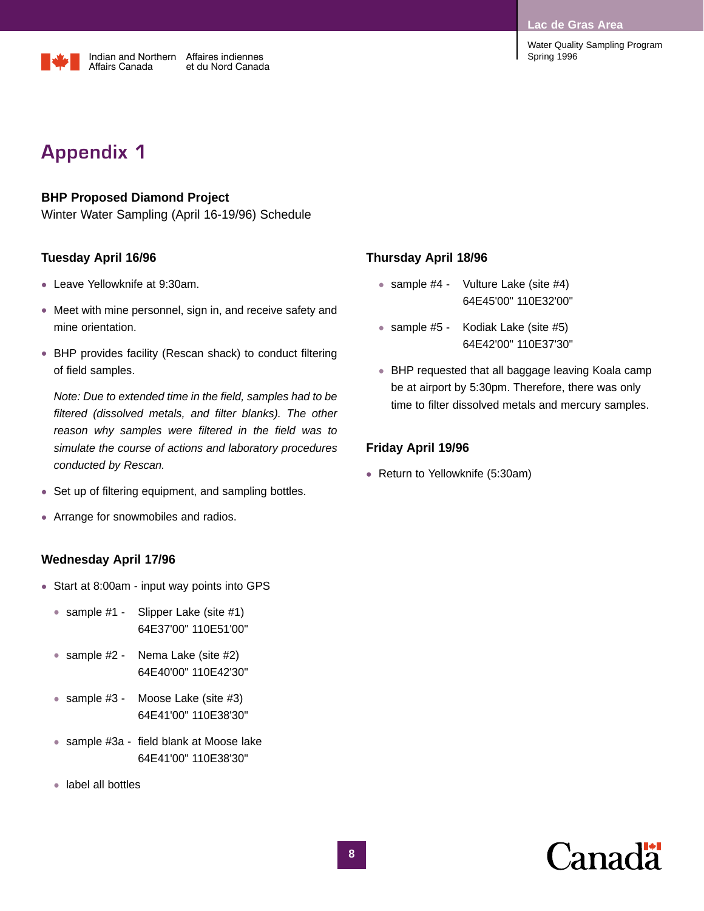# Appendix 1

**BHP Proposed Diamond Project**
Winter Water Sampling (April 16-19/96) Schedule

### Tuesday April 16/96

- Leave Yellowknife at 9:30am.
- Meet with mine personnel, sign in, and receive safety and mine orientation.
- BHP provides facility (Rescan shack) to conduct filtering of field samples.

  *Note: Due to extended time in the field, samples had to be filtered (dissolved metals, and filter blanks). The other reason why samples were filtered in the field was to simulate the course of actions and laboratory procedures conducted by Rescan.*

- Set up of filtering equipment, and sampling bottles.
- Arrange for snowmobiles and radios.

### Wednesday April 17/96

- Start at 8:00am - input way points into GPS
  - sample #1 - Slipper Lake (site #1) 64E37'00" 110E51'00"
  - sample #2 - Nema Lake (site #2) 64E40'00" 110E42'30"
  - sample #3 - Moose Lake (site #3) 64E41'00" 110E38'30"
  - sample #3a - field blank at Moose lake 64E41'00" 110E38'30"
  - label all bottles

### Thursday April 18/96

- sample #4 - Vulture Lake (site #4) 64E45'00" 110E32'00"
- sample #5 - Kodiak Lake (site #5) 64E42'00" 110E37'30"
- BHP requested that all baggage leaving Koala camp be at airport by 5:30pm. Therefore, there was only time to filter dissolved metals and mercury samples.

### Friday April 19/96

- Return to Yellowknife (5:30am)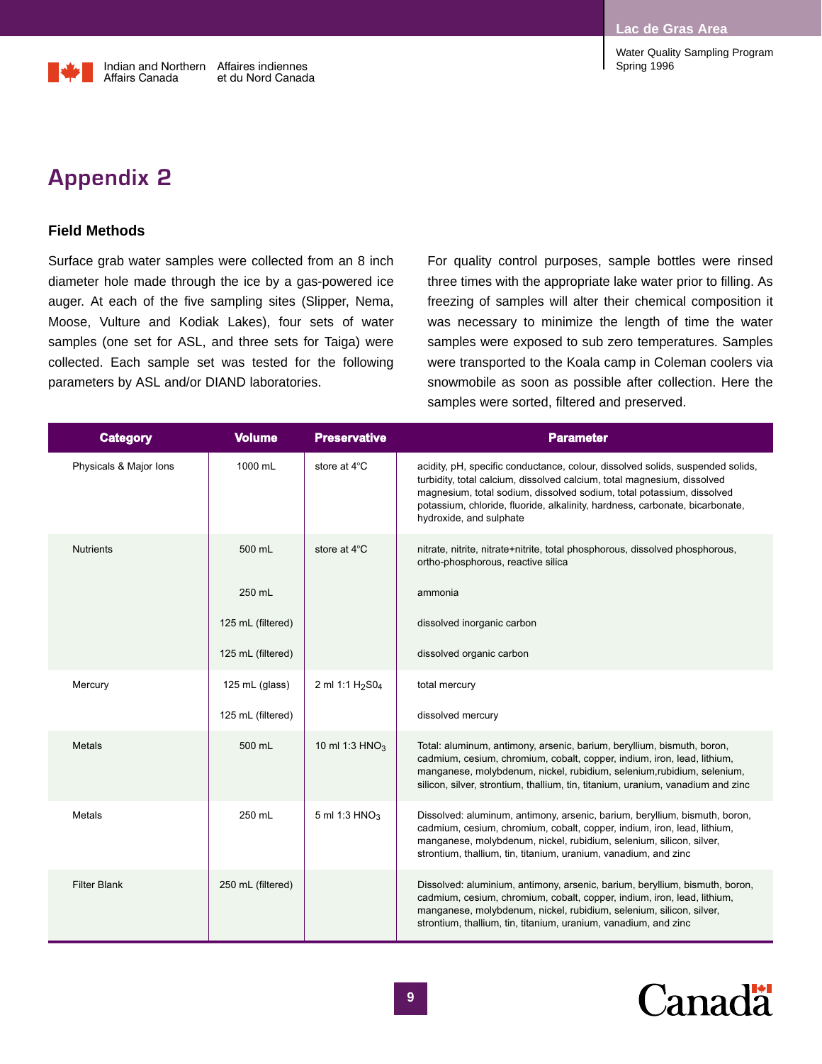# Appendix 2

## Field Methods

Surface grab water samples were collected from an 8 inch diameter hole made through the ice by a gas-powered ice auger. At each of the five sampling sites (Slipper, Nema, Moose, Vulture and Kodiak Lakes), four sets of water samples (one set for ASL, and three sets for Taiga) were collected. Each sample set was tested for the following parameters by ASL and/or DIAND laboratories.

For quality control purposes, sample bottles were rinsed three times with the appropriate lake water prior to filling. As freezing of samples will alter their chemical composition it was necessary to minimize the length of time the water samples were exposed to sub zero temperatures. Samples were transported to the Koala camp in Coleman coolers via snowmobile as soon as possible after collection. Here the samples were sorted, filtered and preserved.

| Category | Volume | Preservative | Parameter |
|---|---|---|---|
| Physicals & Major Ions | 1000 mL | store at 4°C | acidity, pH, specific conductance, colour, dissolved solids, suspended solids, turbidity, total calcium, dissolved calcium, total magnesium, dissolved magnesium, total sodium, dissolved sodium, total potassium, dissolved potassium, chloride, fluoride, alkalinity, hardness, carbonate, bicarbonate, hydroxide, and sulphate |
| Nutrients | 500 mL | store at 4°C | nitrate, nitrite, nitrate+nitrite, total phosphorous, dissolved phosphorous, ortho-phosphorous, reactive silica |
| | 250 mL | | ammonia |
| | 125 mL (filtered) | | dissolved inorganic carbon |
| | 125 mL (filtered) | | dissolved organic carbon |
| Mercury | 125 mL (glass) | 2 ml 1:1 $H_2S0_4$ | total mercury |
| | 125 mL (filtered) | | dissolved mercury |
| Metals | 500 mL | 10 ml 1:3 $HNO_3$ | Total: aluminum, antimony, arsenic, barium, beryllium, bismuth, boron, cadmium, cesium, chromium, cobalt, copper, indium, iron, lead, lithium, manganese, molybdenum, nickel, rubidium, selenium,rubidium, selenium, silicon, silver, strontium, thallium, tin, titanium, uranium, vanadium and zinc |
| Metals | 250 mL | 5 ml 1:3 $HNO_3$ | Dissolved: aluminum, antimony, arsenic, barium, beryllium, bismuth, boron, cadmium, cesium, chromium, cobalt, copper, indium, iron, lead, lithium, manganese, molybdenum, nickel, rubidium, selenium, silicon, silver, strontium, thallium, tin, titanium, uranium, vanadium, and zinc |
| Filter Blank | 250 mL (filtered) | | Dissolved: aluminium, antimony, arsenic, barium, beryllium, bismuth, boron, cadmium, cesium, chromium, cobalt, copper, indium, iron, lead, lithium, manganese, molybdenum, nickel, rubidium, selenium, silicon, silver, strontium, thallium, tin, titanium, uranium, vanadium, and zinc |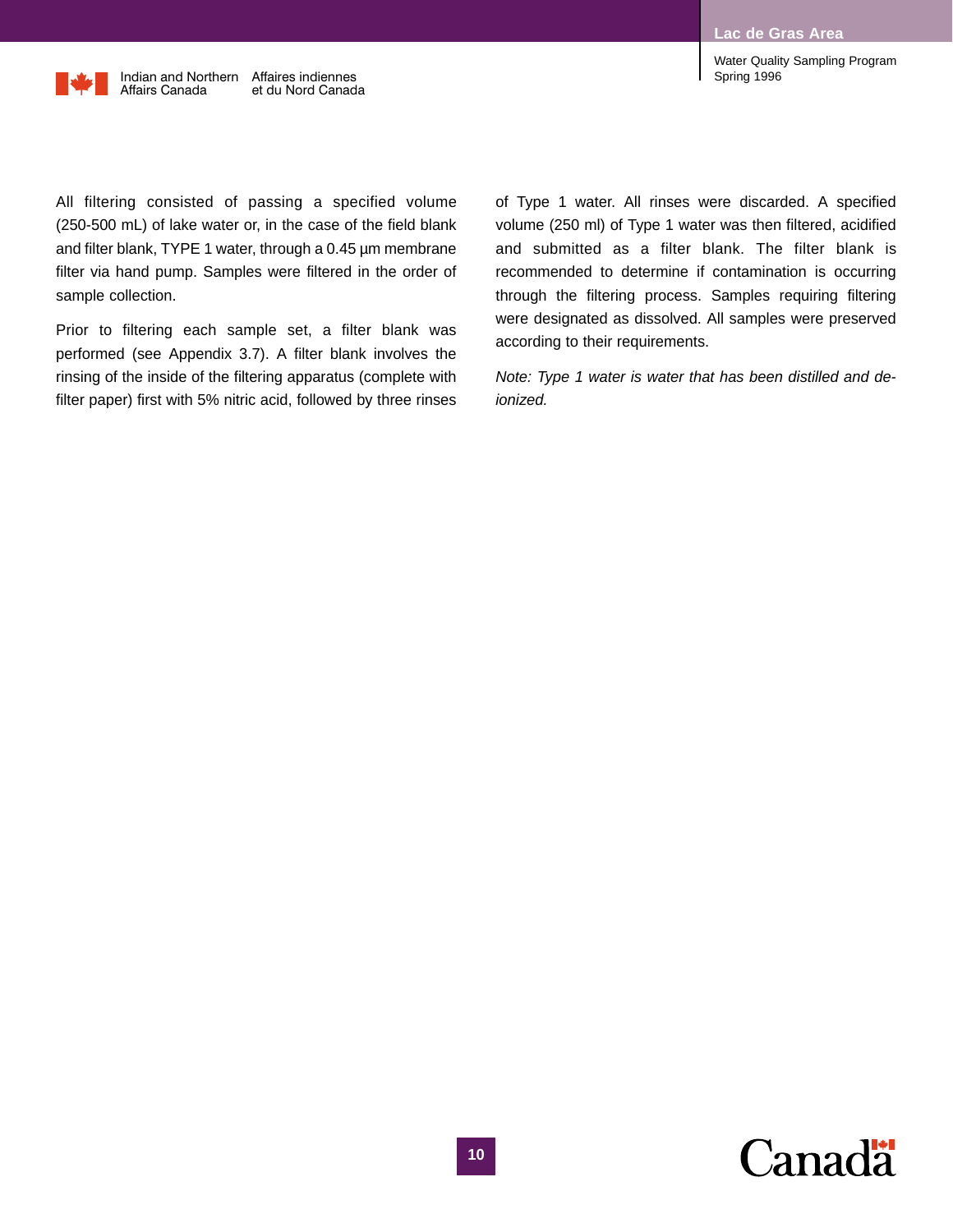All filtering consisted of passing a specified volume (250-500 mL) of lake water or, in the case of the field blank and filter blank, TYPE 1 water, through a 0.45 µm membrane filter via hand pump. Samples were filtered in the order of sample collection.

Prior to filtering each sample set, a filter blank was performed (see Appendix 3.7). A filter blank involves the rinsing of the inside of the filtering apparatus (complete with filter paper) first with 5% nitric acid, followed by three rinses of Type 1 water. All rinses were discarded. A specified volume (250 ml) of Type 1 water was then filtered, acidified and submitted as a filter blank. The filter blank is recommended to determine if contamination is occurring through the filtering process. Samples requiring filtering were designated as dissolved. All samples were preserved according to their requirements.

*Note: Type 1 water is water that has been distilled and de-ionized.*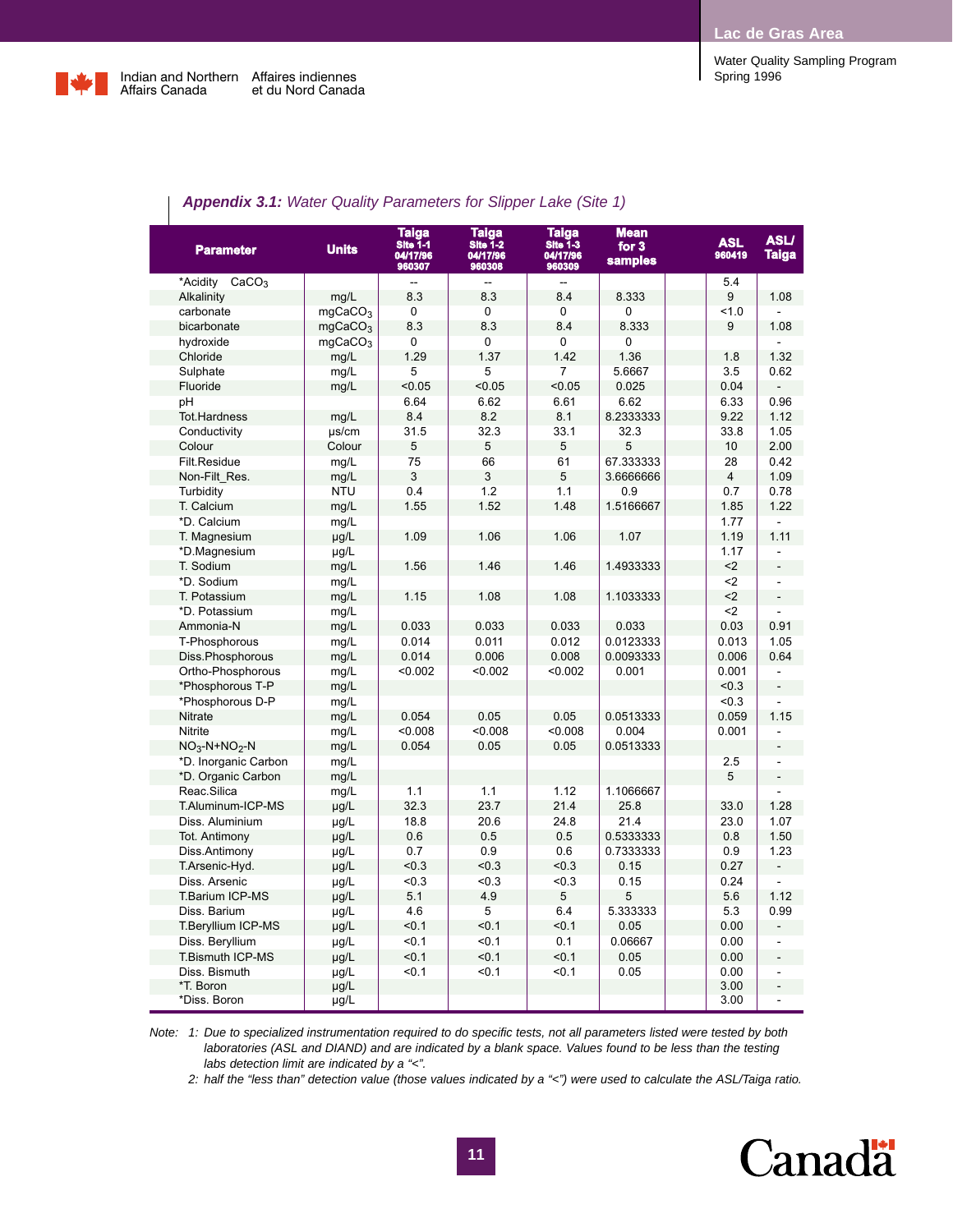## *Appendix 3.1: Water Quality Parameters for Slipper Lake (Site 1)*

| Parameter | Units | Taiga Site 1-1 04/17/96 960307 | Taiga Site 1-2 04/17/96 960308 | Taiga Site 1-3 04/17/96 960309 | Mean for 3 samples | | ASL 960419 | ASL/ Taiga |
|---|---|---|---|---|---|---|---|---|
| *Acidity $CaCO_3$ | | -- | -- | -- | | | 5.4 | |
| Alkalinity | mg/L | 8.3 | 8.3 | 8.4 | 8.333 | | 9 | 1.08 |
| carbonate | $mgCaCO_3$ | 0 | 0 | 0 | 0 | | <1.0 | - |
| bicarbonate | $mgCaCO_3$ | 8.3 | 8.3 | 8.4 | 8.333 | | 9 | 1.08 |
| hydroxide | $mgCaCO_3$ | 0 | 0 | 0 | 0 | | | - |
| Chloride | mg/L | 1.29 | 1.37 | 1.42 | 1.36 | | 1.8 | 1.32 |
| Sulphate | mg/L | 5 | 5 | 7 | 5.6667 | | 3.5 | 0.62 |
| Fluoride | mg/L | <0.05 | <0.05 | <0.05 | 0.025 | | 0.04 | - |
| pH | | 6.64 | 6.62 | 6.61 | 6.62 | | 6.33 | 0.96 |
| Tot.Hardness | mg/L | 8.4 | 8.2 | 8.1 | 8.2333333 | | 9.22 | 1.12 |
| Conductivity | µs/cm | 31.5 | 32.3 | 33.1 | 32.3 | | 33.8 | 1.05 |
| Colour | Colour | 5 | 5 | 5 | 5 | | 10 | 2.00 |
| Filt.Residue | mg/L | 75 | 66 | 61 | 67.333333 | | 28 | 0.42 |
| Non-Filt_Res. | mg/L | 3 | 3 | 5 | 3.6666666 | | 4 | 1.09 |
| Turbidity | NTU | 0.4 | 1.2 | 1.1 | 0.9 | | 0.7 | 0.78 |
| T. Calcium | mg/L | 1.55 | 1.52 | 1.48 | 1.5166667 | | 1.85 | 1.22 |
| *D. Calcium | mg/L | | | | | | 1.77 | - |
| T. Magnesium | µg/L | 1.09 | 1.06 | 1.06 | 1.07 | | 1.19 | 1.11 |
| *D.Magnesium | µg/L | | | | | | 1.17 | - |
| T. Sodium | mg/L | 1.56 | 1.46 | 1.46 | 1.4933333 | | <2 | - |
| *D. Sodium | mg/L | | | | | | <2 | - |
| T. Potassium | mg/L | 1.15 | 1.08 | 1.08 | 1.1033333 | | <2 | - |
| *D. Potassium | mg/L | | | | | | <2 | - |
| Ammonia-N | mg/L | 0.033 | 0.033 | 0.033 | 0.033 | | 0.03 | 0.91 |
| T-Phosphorous | mg/L | 0.014 | 0.011 | 0.012 | 0.0123333 | | 0.013 | 1.05 |
| Diss.Phosphorous | mg/L | 0.014 | 0.006 | 0.008 | 0.0093333 | | 0.006 | 0.64 |
| Ortho-Phosphorous | mg/L | <0.002 | <0.002 | <0.002 | 0.001 | | 0.001 | - |
| *Phosphorous T-P | mg/L | | | | | | <0.3 | - |
| *Phosphorous D-P | mg/L | | | | | | <0.3 | - |
| Nitrate | mg/L | 0.054 | 0.05 | 0.05 | 0.0513333 | | 0.059 | 1.15 |
| Nitrite | mg/L | <0.008 | <0.008 | <0.008 | 0.004 | | 0.001 | - |
| $NO_3$-N+$NO_2$-N | mg/L | 0.054 | 0.05 | 0.05 | 0.0513333 | | | - |
| *D. Inorganic Carbon | mg/L | | | | | | 2.5 | - |
| *D. Organic Carbon | mg/L | | | | | | 5 | - |
| Reac.Silica | mg/L | 1.1 | 1.1 | 1.12 | 1.1066667 | | | - |
| T.Aluminum-ICP-MS | µg/L | 32.3 | 23.7 | 21.4 | 25.8 | | 33.0 | 1.28 |
| Diss. Aluminium | µg/L | 18.8 | 20.6 | 24.8 | 21.4 | | 23.0 | 1.07 |
| Tot. Antimony | µg/L | 0.6 | 0.5 | 0.5 | 0.5333333 | | 0.8 | 1.50 |
| Diss.Antimony | µg/L | 0.7 | 0.9 | 0.6 | 0.7333333 | | 0.9 | 1.23 |
| T.Arsenic-Hyd. | µg/L | <0.3 | <0.3 | <0.3 | 0.15 | | 0.27 | - |
| Diss. Arsenic | µg/L | <0.3 | <0.3 | <0.3 | 0.15 | | 0.24 | - |
| T.Barium ICP-MS | µg/L | 5.1 | 4.9 | 5 | 5 | | 5.6 | 1.12 |
| Diss. Barium | µg/L | 4.6 | 5 | 6.4 | 5.333333 | | 5.3 | 0.99 |
| T.Beryllium ICP-MS | µg/L | <0.1 | <0.1 | <0.1 | 0.05 | | 0.00 | - |
| Diss. Beryllium | µg/L | <0.1 | <0.1 | 0.1 | 0.06667 | | 0.00 | - |
| T.Bismuth ICP-MS | µg/L | <0.1 | <0.1 | <0.1 | 0.05 | | 0.00 | - |
| Diss. Bismuth | µg/L | <0.1 | <0.1 | <0.1 | 0.05 | | 0.00 | - |
| *T. Boron | µg/L | | | | | | 3.00 | - |
| *Diss. Boron | µg/L | | | | | | 3.00 | - |

*Note: 1: Due to specialized instrumentation required to do specific tests, not all parameters listed were tested by both laboratories (ASL and DIAND) and are indicated by a blank space. Values found to be less than the testing labs detection limit are indicated by a "<".*

*2: half the "less than" detection value (those values indicated by a "<") were used to calculate the ASL/Taiga ratio.*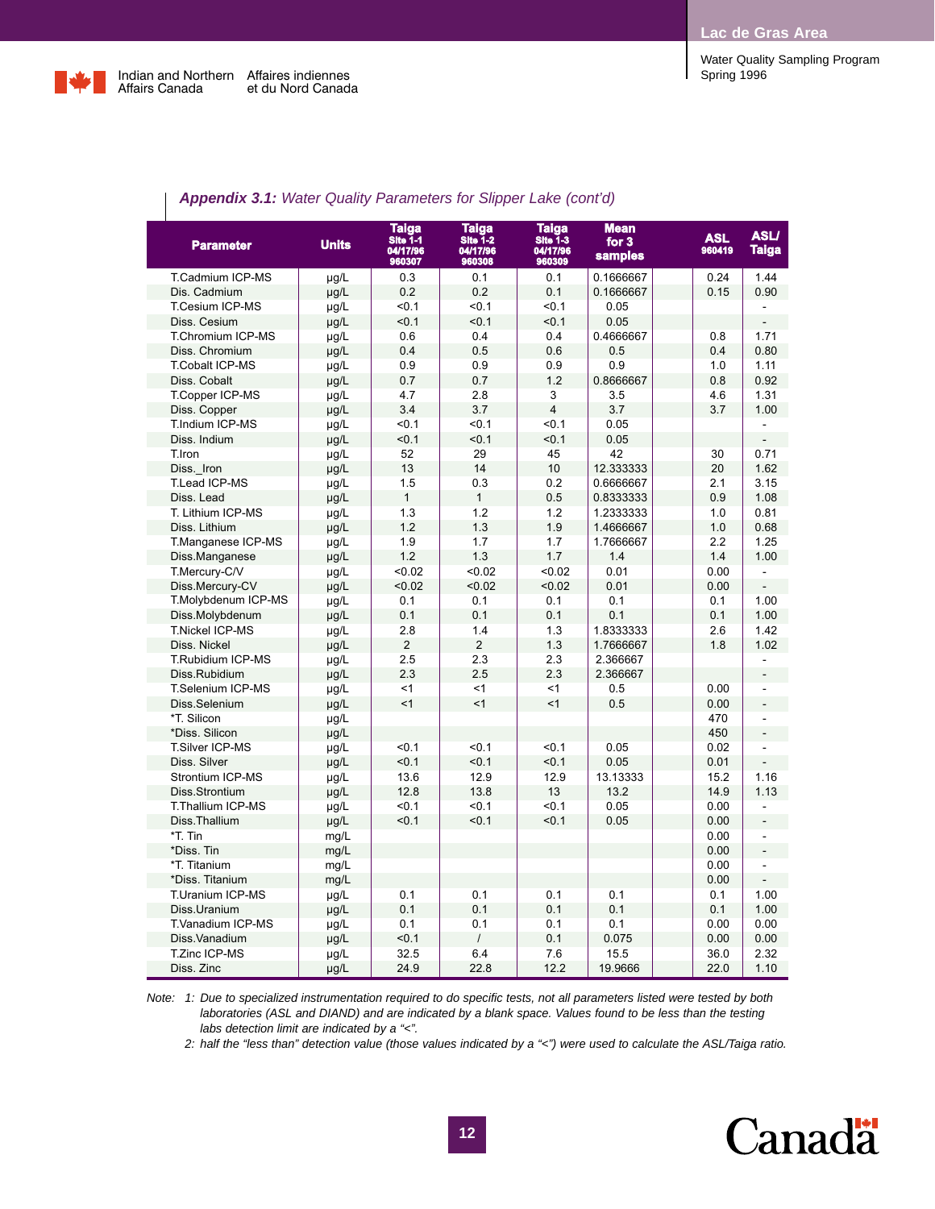**Appendix 3.1:** *Water Quality Parameters for Slipper Lake (cont'd)*

| Parameter | Units | Taiga Site 1-1 04/17/96 960307 | Taiga Site 1-2 04/17/96 960308 | Taiga Site 1-3 04/17/96 960309 | Mean for 3 samples | | ASL 960419 | ASL/ Taiga |
|---|---|---|---|---|---|---|---|---|
| T.Cadmium ICP-MS | µg/L | 0.3 | 0.1 | 0.1 | 0.1666667 | | 0.24 | 1.44 |
| Dis. Cadmium | µg/L | 0.2 | 0.2 | 0.1 | 0.1666667 | | 0.15 | 0.90 |
| T.Cesium ICP-MS | µg/L | <0.1 | <0.1 | <0.1 | 0.05 | | | - |
| Diss. Cesium | µg/L | <0.1 | <0.1 | <0.1 | 0.05 | | | - |
| T.Chromium ICP-MS | µg/L | 0.6 | 0.4 | 0.4 | 0.4666667 | | 0.8 | 1.71 |
| Diss. Chromium | µg/L | 0.4 | 0.5 | 0.6 | 0.5 | | 0.4 | 0.80 |
| T.Cobalt ICP-MS | µg/L | 0.9 | 0.9 | 0.9 | 0.9 | | 1.0 | 1.11 |
| Diss. Cobalt | µg/L | 0.7 | 0.7 | 1.2 | 0.8666667 | | 0.8 | 0.92 |
| T.Copper ICP-MS | µg/L | 4.7 | 2.8 | 3 | 3.5 | | 4.6 | 1.31 |
| Diss. Copper | µg/L | 3.4 | 3.7 | 4 | 3.7 | | 3.7 | 1.00 |
| T.Indium ICP-MS | µg/L | <0.1 | <0.1 | <0.1 | 0.05 | | | - |
| Diss. Indium | µg/L | <0.1 | <0.1 | <0.1 | 0.05 | | | - |
| T.Iron | µg/L | 52 | 29 | 45 | 42 | | 30 | 0.71 |
| Diss._Iron | µg/L | 13 | 14 | 10 | 12.333333 | | 20 | 1.62 |
| T.Lead ICP-MS | µg/L | 1.5 | 0.3 | 0.2 | 0.6666667 | | 2.1 | 3.15 |
| Diss. Lead | µg/L | 1 | 1 | 0.5 | 0.8333333 | | 0.9 | 1.08 |
| T. Lithium ICP-MS | µg/L | 1.3 | 1.2 | 1.2 | 1.2333333 | | 1.0 | 0.81 |
| Diss. Lithium | µg/L | 1.2 | 1.3 | 1.9 | 1.4666667 | | 1.0 | 0.68 |
| T.Manganese ICP-MS | µg/L | 1.9 | 1.7 | 1.7 | 1.7666667 | | 2.2 | 1.25 |
| Diss.Manganese | µg/L | 1.2 | 1.3 | 1.7 | 1.4 | | 1.4 | 1.00 |
| T.Mercury-C/V | µg/L | <0.02 | <0.02 | <0.02 | 0.01 | | 0.00 | - |
| Diss.Mercury-CV | µg/L | <0.02 | <0.02 | <0.02 | 0.01 | | 0.00 | - |
| T.Molybdenum ICP-MS | µg/L | 0.1 | 0.1 | 0.1 | 0.1 | | 0.1 | 1.00 |
| Diss.Molybdenum | µg/L | 0.1 | 0.1 | 0.1 | 0.1 | | 0.1 | 1.00 |
| T.Nickel ICP-MS | µg/L | 2.8 | 1.4 | 1.3 | 1.8333333 | | 2.6 | 1.42 |
| Diss. Nickel | µg/L | 2 | 2 | 1.3 | 1.7666667 | | 1.8 | 1.02 |
| T.Rubidium ICP-MS | µg/L | 2.5 | 2.3 | 2.3 | 2.366667 | | | - |
| Diss.Rubidium | µg/L | 2.3 | 2.5 | 2.3 | 2.366667 | | | - |
| T.Selenium ICP-MS | µg/L | <1 | <1 | <1 | 0.5 | | 0.00 | - |
| Diss.Selenium | µg/L | <1 | <1 | <1 | 0.5 | | 0.00 | - |
| *T. Silicon | µg/L | | | | | | 470 | - |
| *Diss. Silicon | µg/L | | | | | | 450 | - |
| T.Silver ICP-MS | µg/L | <0.1 | <0.1 | <0.1 | 0.05 | | 0.02 | - |
| Diss. Silver | µg/L | <0.1 | <0.1 | <0.1 | 0.05 | | 0.01 | - |
| Strontium ICP-MS | µg/L | 13.6 | 12.9 | 12.9 | 13.13333 | | 15.2 | 1.16 |
| Diss.Strontium | µg/L | 12.8 | 13.8 | 13 | 13.2 | | 14.9 | 1.13 |
| T.Thallium ICP-MS | µg/L | <0.1 | <0.1 | <0.1 | 0.05 | | 0.00 | - |
| Diss.Thallium | µg/L | <0.1 | <0.1 | <0.1 | 0.05 | | 0.00 | - |
| *T. Tin | mg/L | | | | | | 0.00 | - |
| *Diss. Tin | mg/L | | | | | | 0.00 | - |
| *T. Titanium | mg/L | | | | | | 0.00 | - |
| *Diss. Titanium | mg/L | | | | | | 0.00 | - |
| T.Uranium ICP-MS | µg/L | 0.1 | 0.1 | 0.1 | 0.1 | | 0.1 | 1.00 |
| Diss.Uranium | µg/L | 0.1 | 0.1 | 0.1 | 0.1 | | 0.1 | 1.00 |
| T.Vanadium ICP-MS | µg/L | 0.1 | 0.1 | 0.1 | 0.1 | | 0.00 | 0.00 |
| Diss.Vanadium | µg/L | <0.1 | / | 0.1 | 0.075 | | 0.00 | 0.00 |
| T.Zinc ICP-MS | µg/L | 32.5 | 6.4 | 7.6 | 15.5 | | 36.0 | 2.32 |
| Diss. Zinc | µg/L | 24.9 | 22.8 | 12.2 | 19.9666 | | 22.0 | 1.10 |

*Note: 1: Due to specialized instrumentation required to do specific tests, not all parameters listed were tested by both laboratories (ASL and DIAND) and are indicated by a blank space. Values found to be less than the testing labs detection limit are indicated by a "<".*

*2: half the "less than" detection value (those values indicated by a "<") were used to calculate the ASL/Taiga ratio.*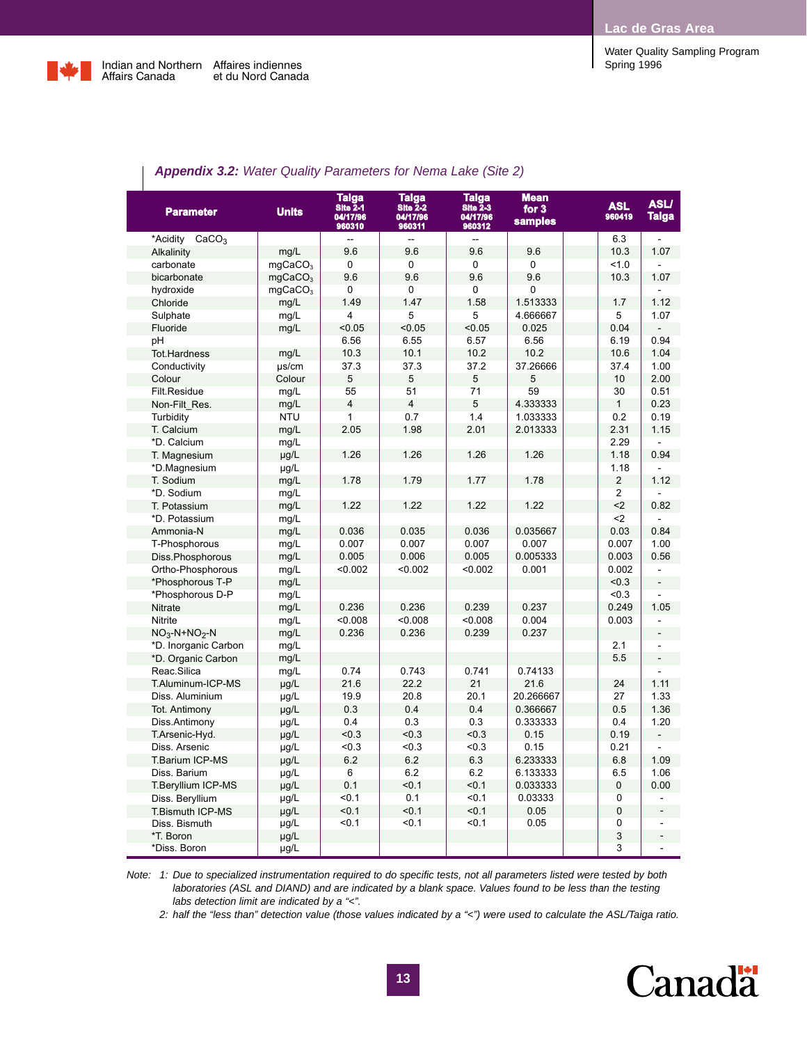**Appendix 3.2:** *Water Quality Parameters for Nema Lake (Site 2)*

| Parameter | Units | Taiga Site 2-1 04/17/96 960310 | Taiga Site 2-2 04/17/96 960311 | Taiga Site 2-3 04/17/96 960312 | Mean for 3 samples | | ASL 960419 | ASL/ Taiga |
|---|---|---|---|---|---|---|---|---|
| *Acidity $CaCO_3$ | | -- | -- | -- | | | 6.3 | - |
| Alkalinity | mg/L | 9.6 | 9.6 | 9.6 | 9.6 | | 10.3 | 1.07 |
| carbonate | $mgCaCO_3$ | 0 | 0 | 0 | 0 | | <1.0 | - |
| bicarbonate | $mgCaCO_3$ | 9.6 | 9.6 | 9.6 | 9.6 | | 10.3 | 1.07 |
| hydroxide | $mgCaCO_3$ | 0 | 0 | 0 | 0 | | | - |
| Chloride | mg/L | 1.49 | 1.47 | 1.58 | 1.513333 | | 1.7 | 1.12 |
| Sulphate | mg/L | 4 | 5 | 5 | 4.666667 | | 5 | 1.07 |
| Fluoride | mg/L | <0.05 | <0.05 | <0.05 | 0.025 | | 0.04 | - |
| pH | | 6.56 | 6.55 | 6.57 | 6.56 | | 6.19 | 0.94 |
| Tot.Hardness | mg/L | 10.3 | 10.1 | 10.2 | 10.2 | | 10.6 | 1.04 |
| Conductivity | µs/cm | 37.3 | 37.3 | 37.2 | 37.26666 | | 37.4 | 1.00 |
| Colour | Colour | 5 | 5 | 5 | 5 | | 10 | 2.00 |
| Filt.Residue | mg/L | 55 | 51 | 71 | 59 | | 30 | 0.51 |
| Non-Filt_Res. | mg/L | 4 | 4 | 5 | 4.333333 | | 1 | 0.23 |
| Turbidity | NTU | 1 | 0.7 | 1.4 | 1.033333 | | 0.2 | 0.19 |
| T. Calcium | mg/L | 2.05 | 1.98 | 2.01 | 2.013333 | | 2.31 | 1.15 |
| *D. Calcium | mg/L | | | | | | 2.29 | - |
| T. Magnesium | µg/L | 1.26 | 1.26 | 1.26 | 1.26 | | 1.18 | 0.94 |
| *D.Magnesium | µg/L | | | | | | 1.18 | - |
| T. Sodium | mg/L | 1.78 | 1.79 | 1.77 | 1.78 | | 2 | 1.12 |
| *D. Sodium | mg/L | | | | | | 2 | - |
| T. Potassium | mg/L | 1.22 | 1.22 | 1.22 | 1.22 | | <2 | 0.82 |
| *D. Potassium | mg/L | | | | | | <2 | - |
| Ammonia-N | mg/L | 0.036 | 0.035 | 0.036 | 0.035667 | | 0.03 | 0.84 |
| T-Phosphorous | mg/L | 0.007 | 0.007 | 0.007 | 0.007 | | 0.007 | 1.00 |
| Diss.Phosphorous | mg/L | 0.005 | 0.006 | 0.005 | 0.005333 | | 0.003 | 0.56 |
| Ortho-Phosphorous | mg/L | <0.002 | <0.002 | <0.002 | 0.001 | | 0.002 | - |
| *Phosphorous T-P | mg/L | | | | | | <0.3 | - |
| *Phosphorous D-P | mg/L | | | | | | <0.3 | - |
| Nitrate | mg/L | 0.236 | 0.236 | 0.239 | 0.237 | | 0.249 | 1.05 |
| Nitrite | mg/L | <0.008 | <0.008 | <0.008 | 0.004 | | 0.003 | - |
| $NO_3$-N+$NO_2$-N | mg/L | 0.236 | 0.236 | 0.239 | 0.237 | | | - |
| *D. Inorganic Carbon | mg/L | | | | | | 2.1 | - |
| *D. Organic Carbon | mg/L | | | | | | 5.5 | - |
| Reac.Silica | mg/L | 0.74 | 0.743 | 0.741 | 0.74133 | | | - |
| T.Aluminum-ICP-MS | µg/L | 21.6 | 22.2 | 21 | 21.6 | | 24 | 1.11 |
| Diss. Aluminium | µg/L | 19.9 | 20.8 | 20.1 | 20.266667 | | 27 | 1.33 |
| Tot. Antimony | µg/L | 0.3 | 0.4 | 0.4 | 0.366667 | | 0.5 | 1.36 |
| Diss.Antimony | µg/L | 0.4 | 0.3 | 0.3 | 0.333333 | | 0.4 | 1.20 |
| T.Arsenic-Hyd. | µg/L | <0.3 | <0.3 | <0.3 | 0.15 | | 0.19 | - |
| Diss. Arsenic | µg/L | <0.3 | <0.3 | <0.3 | 0.15 | | 0.21 | - |
| T.Barium ICP-MS | µg/L | 6.2 | 6.2 | 6.3 | 6.233333 | | 6.8 | 1.09 |
| Diss. Barium | µg/L | 6 | 6.2 | 6.2 | 6.133333 | | 6.5 | 1.06 |
| T.Beryllium ICP-MS | µg/L | 0.1 | <0.1 | <0.1 | 0.033333 | | 0 | 0.00 |
| Diss. Beryllium | µg/L | <0.1 | 0.1 | <0.1 | 0.03333 | | 0 | - |
| T.Bismuth ICP-MS | µg/L | <0.1 | <0.1 | <0.1 | 0.05 | | 0 | - |
| Diss. Bismuth | µg/L | <0.1 | <0.1 | <0.1 | 0.05 | | 0 | - |
| *T. Boron | µg/L | | | | | | 3 | - |
| *Diss. Boron | µg/L | | | | | | 3 | - |

*Note: 1: Due to specialized instrumentation required to do specific tests, not all parameters listed were tested by both laboratories (ASL and DIAND) and are indicated by a blank space. Values found to be less than the testing labs detection limit are indicated by a "<".*

*2: half the "less than" detection value (those values indicated by a "<") were used to calculate the ASL/Taiga ratio.*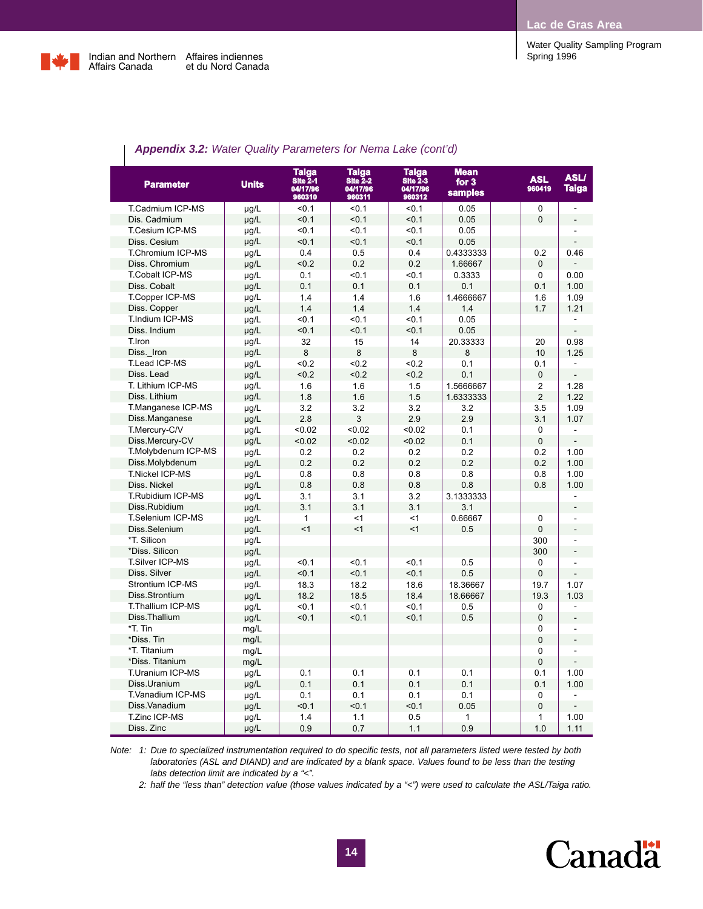**Appendix 3.2:** *Water Quality Parameters for Nema Lake (cont'd)*

| Parameter | Units | Taiga Site 2-1 04/17/96 960310 | Taiga Site 2-2 04/17/96 960311 | Taiga Site 2-3 04/17/96 960312 | Mean for 3 samples | | ASL 960419 | ASL/ Taiga |
|---|---|---|---|---|---|---|---|---|
| T.Cadmium ICP-MS | µg/L | <0.1 | <0.1 | <0.1 | 0.05 | | 0 | - |
| Dis. Cadmium | µg/L | <0.1 | <0.1 | <0.1 | 0.05 | | 0 | - |
| T.Cesium ICP-MS | µg/L | <0.1 | <0.1 | <0.1 | 0.05 | | | - |
| Diss. Cesium | µg/L | <0.1 | <0.1 | <0.1 | 0.05 | | | - |
| T.Chromium ICP-MS | µg/L | 0.4 | 0.5 | 0.4 | 0.4333333 | | 0.2 | 0.46 |
| Diss. Chromium | µg/L | <0.2 | 0.2 | 0.2 | 1.66667 | | 0 | - |
| T.Cobalt ICP-MS | µg/L | 0.1 | <0.1 | <0.1 | 0.3333 | | 0 | 0.00 |
| Diss. Cobalt | µg/L | 0.1 | 0.1 | 0.1 | 0.1 | | 0.1 | 1.00 |
| T.Copper ICP-MS | µg/L | 1.4 | 1.4 | 1.6 | 1.4666667 | | 1.6 | 1.09 |
| Diss. Copper | µg/L | 1.4 | 1.4 | 1.4 | 1.4 | | 1.7 | 1.21 |
| T.Indium ICP-MS | µg/L | <0.1 | <0.1 | <0.1 | 0.05 | | | - |
| Diss. Indium | µg/L | <0.1 | <0.1 | <0.1 | 0.05 | | | - |
| T.Iron | µg/L | 32 | 15 | 14 | 20.33333 | | 20 | 0.98 |
| Diss._Iron | µg/L | 8 | 8 | 8 | 8 | | 10 | 1.25 |
| T.Lead ICP-MS | µg/L | <0.2 | <0.2 | <0.2 | 0.1 | | 0.1 | - |
| Diss. Lead | µg/L | <0.2 | <0.2 | <0.2 | 0.1 | | 0 | - |
| T. Lithium ICP-MS | µg/L | 1.6 | 1.6 | 1.5 | 1.5666667 | | 2 | 1.28 |
| Diss. Lithium | µg/L | 1.8 | 1.6 | 1.5 | 1.6333333 | | 2 | 1.22 |
| T.Manganese ICP-MS | µg/L | 3.2 | 3.2 | 3.2 | 3.2 | | 3.5 | 1.09 |
| Diss.Manganese | µg/L | 2.8 | 3 | 2.9 | 2.9 | | 3.1 | 1.07 |
| T.Mercury-C/V | µg/L | <0.02 | <0.02 | <0.02 | 0.1 | | 0 | - |
| Diss.Mercury-CV | µg/L | <0.02 | <0.02 | <0.02 | 0.1 | | 0 | - |
| T.Molybdenum ICP-MS | µg/L | 0.2 | 0.2 | 0.2 | 0.2 | | 0.2 | 1.00 |
| Diss.Molybdenum | µg/L | 0.2 | 0.2 | 0.2 | 0.2 | | 0.2 | 1.00 |
| T.Nickel ICP-MS | µg/L | 0.8 | 0.8 | 0.8 | 0.8 | | 0.8 | 1.00 |
| Diss. Nickel | µg/L | 0.8 | 0.8 | 0.8 | 0.8 | | 0.8 | 1.00 |
| T.Rubidium ICP-MS | µg/L | 3.1 | 3.1 | 3.2 | 3.1333333 | | | - |
| Diss.Rubidium | µg/L | 3.1 | 3.1 | 3.1 | 3.1 | | | - |
| T.Selenium ICP-MS | µg/L | 1 | <1 | <1 | 0.66667 | | 0 | - |
| Diss.Selenium | µg/L | <1 | <1 | <1 | 0.5 | | 0 | - |
| *T. Silicon | µg/L | | | | | | 300 | - |
| *Diss. Silicon | µg/L | | | | | | 300 | - |
| T.Silver ICP-MS | µg/L | <0.1 | <0.1 | <0.1 | 0.5 | | 0 | - |
| Diss. Silver | µg/L | <0.1 | <0.1 | <0.1 | 0.5 | | 0 | - |
| Strontium ICP-MS | µg/L | 18.3 | 18.2 | 18.6 | 18.36667 | | 19.7 | 1.07 |
| Diss.Strontium | µg/L | 18.2 | 18.5 | 18.4 | 18.66667 | | 19.3 | 1.03 |
| T.Thallium ICP-MS | µg/L | <0.1 | <0.1 | <0.1 | 0.5 | | 0 | - |
| Diss.Thallium | µg/L | <0.1 | <0.1 | <0.1 | 0.5 | | 0 | - |
| *T. Tin | mg/L | | | | | | 0 | - |
| *Diss. Tin | mg/L | | | | | | 0 | - |
| *T. Titanium | mg/L | | | | | | 0 | - |
| *Diss. Titanium | mg/L | | | | | | 0 | - |
| T.Uranium ICP-MS | µg/L | 0.1 | 0.1 | 0.1 | 0.1 | | 0.1 | 1.00 |
| Diss.Uranium | µg/L | 0.1 | 0.1 | 0.1 | 0.1 | | 0.1 | 1.00 |
| T.Vanadium ICP-MS | µg/L | 0.1 | 0.1 | 0.1 | 0.1 | | 0 | - |
| Diss.Vanadium | µg/L | <0.1 | <0.1 | <0.1 | 0.05 | | 0 | - |
| T.Zinc ICP-MS | µg/L | 1.4 | 1.1 | 0.5 | 1 | | 1 | 1.00 |
| Diss. Zinc | µg/L | 0.9 | 0.7 | 1.1 | 0.9 | | 1.0 | 1.11 |

*Note: 1: Due to specialized instrumentation required to do specific tests, not all parameters listed were tested by both laboratories (ASL and DIAND) and are indicated by a blank space. Values found to be less than the testing labs detection limit are indicated by a "<".*

*2: half the "less than" detection value (those values indicated by a "<") were used to calculate the ASL/Taiga ratio.*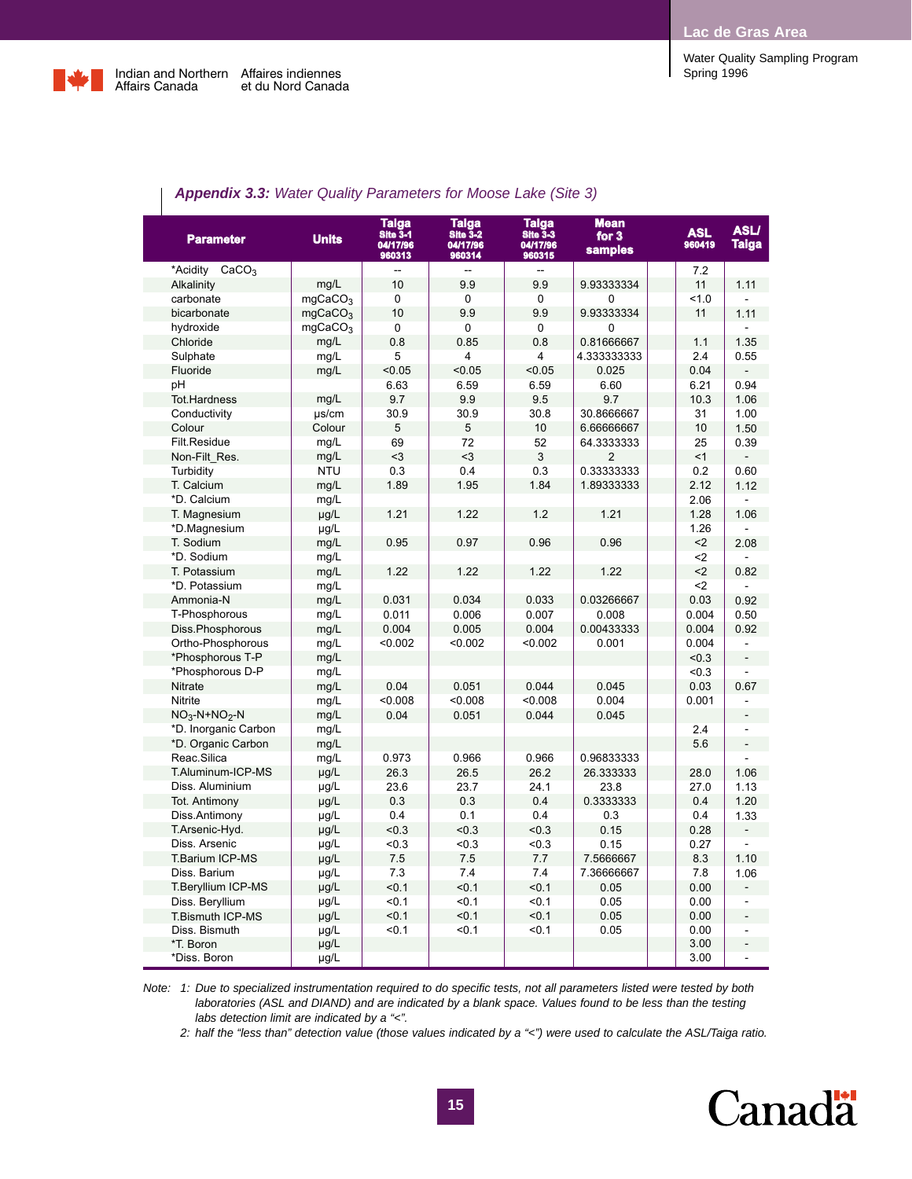## *Appendix 3.3: Water Quality Parameters for Moose Lake (Site 3)*

| Parameter | Units | Taiga Site 3-1 04/17/96 960313 | Taiga Site 3-2 04/17/96 960314 | Taiga Site 3-3 04/17/96 960315 | Mean for 3 samples | | ASL 960419 | ASL/ Taiga |
|---|---|---|---|---|---|---|---|---|
| *Acidity $CaCO_3$ | | -- | -- | -- | | | 7.2 | |
| Alkalinity | mg/L | 10 | 9.9 | 9.9 | 9.93333334 | | 11 | 1.11 |
| carbonate | $mgCaCO_3$ | 0 | 0 | 0 | 0 | | <1.0 | - |
| bicarbonate | $mgCaCO_3$ | 10 | 9.9 | 9.9 | 9.93333334 | | 11 | 1.11 |
| hydroxide | $mgCaCO_3$ | 0 | 0 | 0 | 0 | | | - |
| Chloride | mg/L | 0.8 | 0.85 | 0.8 | 0.81666667 | | 1.1 | 1.35 |
| Sulphate | mg/L | 5 | 4 | 4 | 4.333333333 | | 2.4 | 0.55 |
| Fluoride | mg/L | <0.05 | <0.05 | <0.05 | 0.025 | | 0.04 | - |
| pH | | 6.63 | 6.59 | 6.59 | 6.60 | | 6.21 | 0.94 |
| Tot.Hardness | mg/L | 9.7 | 9.9 | 9.5 | 9.7 | | 10.3 | 1.06 |
| Conductivity | µs/cm | 30.9 | 30.9 | 30.8 | 30.8666667 | | 31 | 1.00 |
| Colour | Colour | 5 | 5 | 10 | 6.66666667 | | 10 | 1.50 |
| Filt.Residue | mg/L | 69 | 72 | 52 | 64.3333333 | | 25 | 0.39 |
| Non-Filt_Res. | mg/L | <3 | <3 | 3 | 2 | | <1 | - |
| Turbidity | NTU | 0.3 | 0.4 | 0.3 | 0.33333333 | | 0.2 | 0.60 |
| T. Calcium | mg/L | 1.89 | 1.95 | 1.84 | 1.89333333 | | 2.12 | 1.12 |
| *D. Calcium | mg/L | | | | | | 2.06 | - |
| T. Magnesium | µg/L | 1.21 | 1.22 | 1.2 | 1.21 | | 1.28 | 1.06 |
| *D.Magnesium | µg/L | | | | | | 1.26 | - |
| T. Sodium | mg/L | 0.95 | 0.97 | 0.96 | 0.96 | | <2 | 2.08 |
| *D. Sodium | mg/L | | | | | | <2 | - |
| T. Potassium | mg/L | 1.22 | 1.22 | 1.22 | 1.22 | | <2 | 0.82 |
| *D. Potassium | mg/L | | | | | | <2 | - |
| Ammonia-N | mg/L | 0.031 | 0.034 | 0.033 | 0.03266667 | | 0.03 | 0.92 |
| T-Phosphorous | mg/L | 0.011 | 0.006 | 0.007 | 0.008 | | 0.004 | 0.50 |
| Diss.Phosphorous | mg/L | 0.004 | 0.005 | 0.004 | 0.00433333 | | 0.004 | 0.92 |
| Ortho-Phosphorous | mg/L | <0.002 | <0.002 | <0.002 | 0.001 | | 0.004 | - |
| *Phosphorous T-P | mg/L | | | | | | <0.3 | - |
| *Phosphorous D-P | mg/L | | | | | | <0.3 | - |
| Nitrate | mg/L | 0.04 | 0.051 | 0.044 | 0.045 | | 0.03 | 0.67 |
| Nitrite | mg/L | <0.008 | <0.008 | <0.008 | 0.004 | | 0.001 | - |
| $NO_3$-N+$NO_2$-N | mg/L | 0.04 | 0.051 | 0.044 | 0.045 | | | - |
| *D. Inorganic Carbon | mg/L | | | | | | 2.4 | - |
| *D. Organic Carbon | mg/L | | | | | | 5.6 | - |
| Reac.Silica | mg/L | 0.973 | 0.966 | 0.966 | 0.96833333 | | | - |
| T.Aluminum-ICP-MS | µg/L | 26.3 | 26.5 | 26.2 | 26.333333 | | 28.0 | 1.06 |
| Diss. Aluminium | µg/L | 23.6 | 23.7 | 24.1 | 23.8 | | 27.0 | 1.13 |
| Tot. Antimony | µg/L | 0.3 | 0.3 | 0.4 | 0.3333333 | | 0.4 | 1.20 |
| Diss.Antimony | µg/L | 0.4 | 0.1 | 0.4 | 0.3 | | 0.4 | 1.33 |
| T.Arsenic-Hyd. | µg/L | <0.3 | <0.3 | <0.3 | 0.15 | | 0.28 | - |
| Diss. Arsenic | µg/L | <0.3 | <0.3 | <0.3 | 0.15 | | 0.27 | - |
| T.Barium ICP-MS | µg/L | 7.5 | 7.5 | 7.7 | 7.5666667 | | 8.3 | 1.10 |
| Diss. Barium | µg/L | 7.3 | 7.4 | 7.4 | 7.36666667 | | 7.8 | 1.06 |
| T.Beryllium ICP-MS | µg/L | <0.1 | <0.1 | <0.1 | 0.05 | | 0.00 | - |
| Diss. Beryllium | µg/L | <0.1 | <0.1 | <0.1 | 0.05 | | 0.00 | - |
| T.Bismuth ICP-MS | µg/L | <0.1 | <0.1 | <0.1 | 0.05 | | 0.00 | - |
| Diss. Bismuth | µg/L | <0.1 | <0.1 | <0.1 | 0.05 | | 0.00 | - |
| *T. Boron | µg/L | | | | | | 3.00 | - |
| *Diss. Boron | µg/L | | | | | | 3.00 | - |

*Note: 1: Due to specialized instrumentation required to do specific tests, not all parameters listed were tested by both laboratories (ASL and DIAND) and are indicated by a blank space. Values found to be less than the testing labs detection limit are indicated by a "<".*

*2: half the "less than" detection value (those values indicated by a "<") were used to calculate the ASL/Taiga ratio.*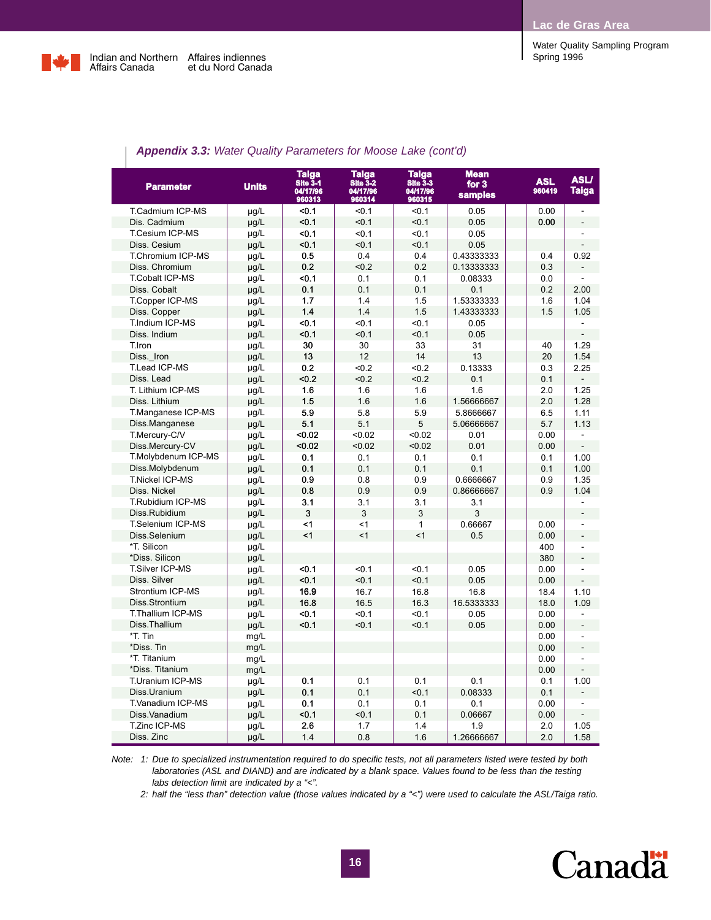## *Appendix 3.3: Water Quality Parameters for Moose Lake (cont'd)*

| Parameter | Units | Taiga Site 3-1 04/17/96 960313 | Taiga Site 3-2 04/17/96 960314 | Taiga Site 3-3 04/17/96 960315 | Mean for 3 samples | ASL 960419 | ASL/ Taiga |
|---|---|---|---|---|---|---|---|
| T.Cadmium ICP-MS | µg/L | <0.1 | <0.1 | <0.1 | 0.05 | 0.00 | - |
| Dis. Cadmium | µg/L | <0.1 | <0.1 | <0.1 | 0.05 | 0.00 | - |
| T.Cesium ICP-MS | µg/L | <0.1 | <0.1 | <0.1 | 0.05 | | - |
| Diss. Cesium | µg/L | <0.1 | <0.1 | <0.1 | 0.05 | | - |
| T.Chromium ICP-MS | µg/L | 0.5 | 0.4 | 0.4 | 0.43333333 | 0.4 | 0.92 |
| Diss. Chromium | µg/L | 0.2 | <0.2 | 0.2 | 0.13333333 | 0.3 | - |
| T.Cobalt ICP-MS | µg/L | <0.1 | 0.1 | 0.1 | 0.08333 | 0.0 | - |
| Diss. Cobalt | µg/L | 0.1 | 0.1 | 0.1 | 0.1 | 0.2 | 2.00 |
| T.Copper ICP-MS | µg/L | 1.7 | 1.4 | 1.5 | 1.53333333 | 1.6 | 1.04 |
| Diss. Copper | µg/L | 1.4 | 1.4 | 1.5 | 1.43333333 | 1.5 | 1.05 |
| T.Indium ICP-MS | µg/L | <0.1 | <0.1 | <0.1 | 0.05 | | - |
| Diss. Indium | µg/L | <0.1 | <0.1 | <0.1 | 0.05 | | - |
| T.Iron | µg/L | 30 | 30 | 33 | 31 | 40 | 1.29 |
| Diss._Iron | µg/L | 13 | 12 | 14 | 13 | 20 | 1.54 |
| T.Lead ICP-MS | µg/L | 0.2 | <0.2 | <0.2 | 0.13333 | 0.3 | 2.25 |
| Diss. Lead | µg/L | <0.2 | <0.2 | <0.2 | 0.1 | 0.1 | - |
| T. Lithium ICP-MS | µg/L | 1.6 | 1.6 | 1.6 | 1.6 | 2.0 | 1.25 |
| Diss. Lithium | µg/L | 1.5 | 1.6 | 1.6 | 1.56666667 | 2.0 | 1.28 |
| T.Manganese ICP-MS | µg/L | 5.9 | 5.8 | 5.9 | 5.8666667 | 6.5 | 1.11 |
| Diss.Manganese | µg/L | 5.1 | 5.1 | 5 | 5.06666667 | 5.7 | 1.13 |
| T.Mercury-C/V | µg/L | <0.02 | <0.02 | <0.02 | 0.01 | 0.00 | - |
| Diss.Mercury-CV | µg/L | <0.02 | <0.02 | <0.02 | 0.01 | 0.00 | - |
| T.Molybdenum ICP-MS | µg/L | 0.1 | 0.1 | 0.1 | 0.1 | 0.1 | 1.00 |
| Diss.Molybdenum | µg/L | 0.1 | 0.1 | 0.1 | 0.1 | 0.1 | 1.00 |
| T.Nickel ICP-MS | µg/L | 0.9 | 0.8 | 0.9 | 0.6666667 | 0.9 | 1.35 |
| Diss. Nickel | µg/L | 0.8 | 0.9 | 0.9 | 0.86666667 | 0.9 | 1.04 |
| T.Rubidium ICP-MS | µg/L | 3.1 | 3.1 | 3.1 | 3.1 | | - |
| Diss.Rubidium | µg/L | 3 | 3 | 3 | 3 | | - |
| T.Selenium ICP-MS | µg/L | <1 | <1 | 1 | 0.66667 | 0.00 | - |
| Diss.Selenium | µg/L | <1 | <1 | <1 | 0.5 | 0.00 | - |
| *T. Silicon | µg/L | | | | | 400 | - |
| *Diss. Silicon | µg/L | | | | | 380 | - |
| T.Silver ICP-MS | µg/L | <0.1 | <0.1 | <0.1 | 0.05 | 0.00 | - |
| Diss. Silver | µg/L | <0.1 | <0.1 | <0.1 | 0.05 | 0.00 | - |
| Strontium ICP-MS | µg/L | 16.9 | 16.7 | 16.8 | 16.8 | 18.4 | 1.10 |
| Diss.Strontium | µg/L | 16.8 | 16.5 | 16.3 | 16.5333333 | 18.0 | 1.09 |
| T.Thallium ICP-MS | µg/L | <0.1 | <0.1 | <0.1 | 0.05 | 0.00 | - |
| Diss.Thallium | µg/L | <0.1 | <0.1 | <0.1 | 0.05 | 0.00 | - |
| *T. Tin | mg/L | | | | | 0.00 | - |
| *Diss. Tin | mg/L | | | | | 0.00 | - |
| *T. Titanium | mg/L | | | | | 0.00 | - |
| *Diss. Titanium | mg/L | | | | | 0.00 | - |
| T.Uranium ICP-MS | µg/L | 0.1 | 0.1 | 0.1 | 0.1 | 0.1 | 1.00 |
| Diss.Uranium | µg/L | 0.1 | 0.1 | <0.1 | 0.08333 | 0.1 | - |
| T.Vanadium ICP-MS | µg/L | 0.1 | 0.1 | 0.1 | 0.1 | 0.00 | - |
| Diss.Vanadium | µg/L | <0.1 | <0.1 | 0.1 | 0.06667 | 0.00 | - |
| T.Zinc ICP-MS | µg/L | 2.6 | 1.7 | 1.4 | 1.9 | 2.0 | 1.05 |
| Diss. Zinc | µg/L | 1.4 | 0.8 | 1.6 | 1.26666667 | 2.0 | 1.58 |

*Note: 1: Due to specialized instrumentation required to do specific tests, not all parameters listed were tested by both laboratories (ASL and DIAND) and are indicated by a blank space. Values found to be less than the testing labs detection limit are indicated by a "<".*

*2: half the "less than" detection value (those values indicated by a "<") were used to calculate the ASL/Taiga ratio.*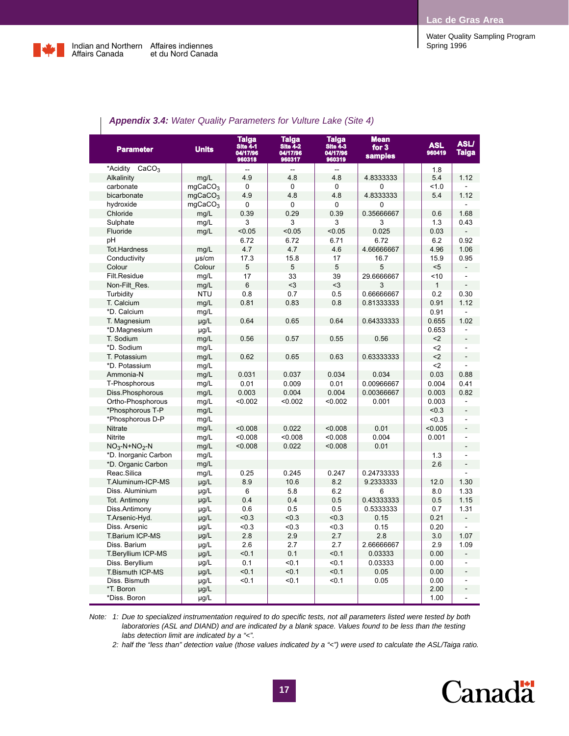## *Appendix 3.4: Water Quality Parameters for Vulture Lake (Site 4)*

| Parameter | Units | Taiga Site 4-1 04/17/96 960318 | Taiga Site 4-2 04/17/96 960317 | Taiga Site 4-3 04/17/96 960319 | Mean for 3 samples | | ASL 960419 | ASL/ Taiga |
|---|---|---|---|---|---|---|---|---|
| *Acidity $CaCO_3$ | | -- | -- | -- | | | 1.8 | |
| Alkalinity | mg/L | 4.9 | 4.8 | 4.8 | 4.8333333 | | 5.4 | 1.12 |
| carbonate | $mgCaCO_3$ | 0 | 0 | 0 | 0 | | <1.0 | - |
| bicarbonate | $mgCaCO_3$ | 4.9 | 4.8 | 4.8 | 4.8333333 | | 5.4 | 1.12 |
| hydroxide | $mgCaCO_3$ | 0 | 0 | 0 | 0 | | | - |
| Chloride | mg/L | 0.39 | 0.29 | 0.39 | 0.35666667 | | 0.6 | 1.68 |
| Sulphate | mg/L | 3 | 3 | 3 | 3 | | 1.3 | 0.43 |
| Fluoride | mg/L | <0.05 | <0.05 | <0.05 | 0.025 | | 0.03 | - |
| pH | | 6.72 | 6.72 | 6.71 | 6.72 | | 6.2 | 0.92 |
| Tot.Hardness | mg/L | 4.7 | 4.7 | 4.6 | 4.66666667 | | 4.96 | 1.06 |
| Conductivity | µs/cm | 17.3 | 15.8 | 17 | 16.7 | | 15.9 | 0.95 |
| Colour | Colour | 5 | 5 | 5 | 5 | | <5 | - |
| Filt.Residue | mg/L | 17 | 33 | 39 | 29.6666667 | | <10 | - |
| Non-Filt_Res. | mg/L | 6 | <3 | <3 | 3 | | 1 | - |
| Turbidity | NTU | 0.8 | 0.7 | 0.5 | 0.66666667 | | 0.2 | 0.30 |
| T. Calcium | mg/L | 0.81 | 0.83 | 0.8 | 0.81333333 | | 0.91 | 1.12 |
| *D. Calcium | mg/L | | | | | | 0.91 | - |
| T. Magnesium | µg/L | 0.64 | 0.65 | 0.64 | 0.64333333 | | 0.655 | 1.02 |
| *D.Magnesium | µg/L | | | | | | 0.653 | - |
| T. Sodium | mg/L | 0.56 | 0.57 | 0.55 | 0.56 | | <2 | - |
| *D. Sodium | mg/L | | | | | | <2 | - |
| T. Potassium | mg/L | 0.62 | 0.65 | 0.63 | 0.63333333 | | <2 | - |
| *D. Potassium | mg/L | | | | | | <2 | - |
| Ammonia-N | mg/L | 0.031 | 0.037 | 0.034 | 0.034 | | 0.03 | 0.88 |
| T-Phosphorous | mg/L | 0.01 | 0.009 | 0.01 | 0.00966667 | | 0.004 | 0.41 |
| Diss.Phosphorous | mg/L | 0.003 | 0.004 | 0.004 | 0.00366667 | | 0.003 | 0.82 |
| Ortho-Phosphorous | mg/L | <0.002 | <0.002 | <0.002 | 0.001 | | 0.003 | - |
| *Phosphorous T-P | mg/L | | | | | | <0.3 | - |
| *Phosphorous D-P | mg/L | | | | | | <0.3 | - |
| Nitrate | mg/L | <0.008 | 0.022 | <0.008 | 0.01 | | <0.005 | - |
| Nitrite | mg/L | <0.008 | <0.008 | <0.008 | 0.004 | | 0.001 | - |
| $NO_3$-N+$NO_2$-N | mg/L | <0.008 | 0.022 | <0.008 | 0.01 | | | - |
| *D. Inorganic Carbon | mg/L | | | | | | 1.3 | - |
| *D. Organic Carbon | mg/L | | | | | | 2.6 | - |
| Reac.Silica | mg/L | 0.25 | 0.245 | 0.247 | 0.24733333 | | | - |
| T.Aluminum-ICP-MS | µg/L | 8.9 | 10.6 | 8.2 | 9.2333333 | | 12.0 | 1.30 |
| Diss. Aluminium | µg/L | 6 | 5.8 | 6.2 | 6 | | 8.0 | 1.33 |
| Tot. Antimony | µg/L | 0.4 | 0.4 | 0.5 | 0.43333333 | | 0.5 | 1.15 |
| Diss.Antimony | µg/L | 0.6 | 0.5 | 0.5 | 0.5333333 | | 0.7 | 1.31 |
| T.Arsenic-Hyd. | µg/L | <0.3 | <0.3 | <0.3 | 0.15 | | 0.21 | - |
| Diss. Arsenic | µg/L | <0.3 | <0.3 | <0.3 | 0.15 | | 0.20 | - |
| T.Barium ICP-MS | µg/L | 2.8 | 2.9 | 2.7 | 2.8 | | 3.0 | 1.07 |
| Diss. Barium | µg/L | 2.6 | 2.7 | 2.7 | 2.66666667 | | 2.9 | 1.09 |
| T.Beryllium ICP-MS | µg/L | <0.1 | 0.1 | <0.1 | 0.03333 | | 0.00 | - |
| Diss. Beryllium | µg/L | 0.1 | <0.1 | <0.1 | 0.03333 | | 0.00 | - |
| T.Bismuth ICP-MS | µg/L | <0.1 | <0.1 | <0.1 | 0.05 | | 0.00 | - |
| Diss. Bismuth | µg/L | <0.1 | <0.1 | <0.1 | 0.05 | | 0.00 | - |
| *T. Boron | µg/L | | | | | | 2.00 | - |
| *Diss. Boron | µg/L | | | | | | 1.00 | - |

*Note: 1: Due to specialized instrumentation required to do specific tests, not all parameters listed were tested by both laboratories (ASL and DIAND) and are indicated by a blank space. Values found to be less than the testing labs detection limit are indicated by a "<".*

*2: half the "less than" detection value (those values indicated by a "<") were used to calculate the ASL/Taiga ratio.*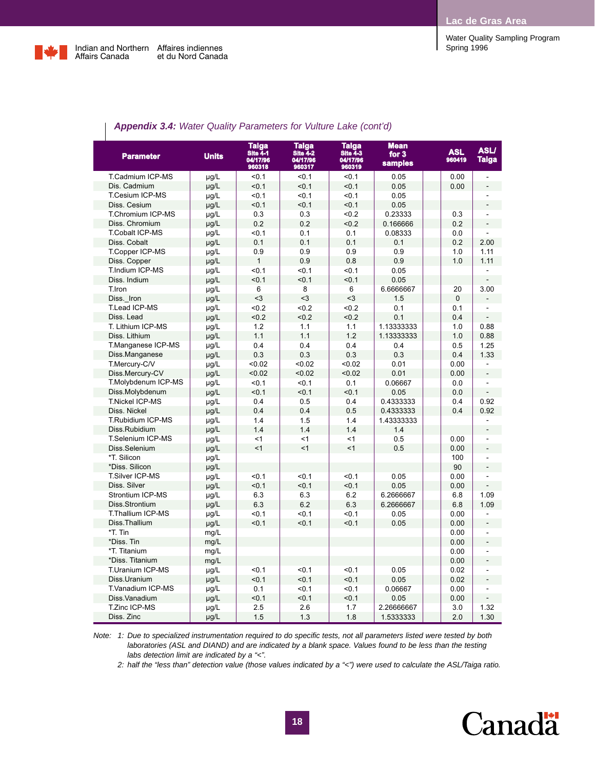***Appendix 3.4:** Water Quality Parameters for Vulture Lake (cont'd)*

| Parameter | Units | Taiga Site 4-1 04/17/96 960318 | Taiga Site 4-2 04/17/96 960317 | Taiga Site 4-3 04/17/96 960319 | Mean for 3 samples | | ASL 960419 | ASL/ Taiga |
|---|---|---|---|---|---|---|---|---|
| T.Cadmium ICP-MS | µg/L | <0.1 | <0.1 | <0.1 | 0.05 | | 0.00 | - |
| Dis. Cadmium | µg/L | <0.1 | <0.1 | <0.1 | 0.05 | | 0.00 | - |
| T.Cesium ICP-MS | µg/L | <0.1 | <0.1 | <0.1 | 0.05 | | | - |
| Diss. Cesium | µg/L | <0.1 | <0.1 | <0.1 | 0.05 | | | - |
| T.Chromium ICP-MS | µg/L | 0.3 | 0.3 | <0.2 | 0.23333 | | 0.3 | - |
| Diss. Chromium | µg/L | 0.2 | 0.2 | <0.2 | 0.166666 | | 0.2 | - |
| T.Cobalt ICP-MS | µg/L | <0.1 | 0.1 | 0.1 | 0.08333 | | 0.0 | - |
| Diss. Cobalt | µg/L | 0.1 | 0.1 | 0.1 | 0.1 | | 0.2 | 2.00 |
| T.Copper ICP-MS | µg/L | 0.9 | 0.9 | 0.9 | 0.9 | | 1.0 | 1.11 |
| Diss. Copper | µg/L | 1 | 0.9 | 0.8 | 0.9 | | 1.0 | 1.11 |
| T.Indium ICP-MS | µg/L | <0.1 | <0.1 | <0.1 | 0.05 | | | - |
| Diss. Indium | µg/L | <0.1 | <0.1 | <0.1 | 0.05 | | | - |
| T.Iron | µg/L | 6 | 8 | 6 | 6.6666667 | | 20 | 3.00 |
| Diss._Iron | µg/L | <3 | <3 | <3 | 1.5 | | 0 | - |
| T.Lead ICP-MS | µg/L | <0.2 | <0.2 | <0.2 | 0.1 | | 0.1 | - |
| Diss. Lead | µg/L | <0.2 | <0.2 | <0.2 | 0.1 | | 0.4 | - |
| T. Lithium ICP-MS | µg/L | 1.2 | 1.1 | 1.1 | 1.13333333 | | 1.0 | 0.88 |
| Diss. Lithium | µg/L | 1.1 | 1.1 | 1.2 | 1.13333333 | | 1.0 | 0.88 |
| T.Manganese ICP-MS | µg/L | 0.4 | 0.4 | 0.4 | 0.4 | | 0.5 | 1.25 |
| Diss.Manganese | µg/L | 0.3 | 0.3 | 0.3 | 0.3 | | 0.4 | 1.33 |
| T.Mercury-C/V | µg/L | <0.02 | <0.02 | <0.02 | 0.01 | | 0.00 | - |
| Diss.Mercury-CV | µg/L | <0.02 | <0.02 | <0.02 | 0.01 | | 0.00 | - |
| T.Molybdenum ICP-MS | µg/L | <0.1 | <0.1 | 0.1 | 0.06667 | | 0.0 | - |
| Diss.Molybdenum | µg/L | <0.1 | <0.1 | <0.1 | 0.05 | | 0.0 | - |
| T.Nickel ICP-MS | µg/L | 0.4 | 0.5 | 0.4 | 0.4333333 | | 0.4 | 0.92 |
| Diss. Nickel | µg/L | 0.4 | 0.4 | 0.5 | 0.4333333 | | 0.4 | 0.92 |
| T.Rubidium ICP-MS | µg/L | 1.4 | 1.5 | 1.4 | 1.43333333 | | | - |
| Diss.Rubidium | µg/L | 1.4 | 1.4 | 1.4 | 1.4 | | | - |
| T.Selenium ICP-MS | µg/L | <1 | <1 | <1 | 0.5 | | 0.00 | - |
| Diss.Selenium | µg/L | <1 | <1 | <1 | 0.5 | | 0.00 | - |
| *T. Silicon | µg/L | | | | | | 100 | - |
| *Diss. Silicon | µg/L | | | | | | 90 | - |
| T.Silver ICP-MS | µg/L | <0.1 | <0.1 | <0.1 | 0.05 | | 0.00 | - |
| Diss. Silver | µg/L | <0.1 | <0.1 | <0.1 | 0.05 | | 0.00 | - |
| Strontium ICP-MS | µg/L | 6.3 | 6.3 | 6.2 | 6.2666667 | | 6.8 | 1.09 |
| Diss.Strontium | µg/L | 6.3 | 6.2 | 6.3 | 6.2666667 | | 6.8 | 1.09 |
| T.Thallium ICP-MS | µg/L | <0.1 | <0.1 | <0.1 | 0.05 | | 0.00 | - |
| Diss.Thallium | µg/L | <0.1 | <0.1 | <0.1 | 0.05 | | 0.00 | - |
| *T. Tin | mg/L | | | | | | 0.00 | - |
| *Diss. Tin | mg/L | | | | | | 0.00 | - |
| *T. Titanium | mg/L | | | | | | 0.00 | - |
| *Diss. Titanium | mg/L | | | | | | 0.00 | - |
| T.Uranium ICP-MS | µg/L | <0.1 | <0.1 | <0.1 | 0.05 | | 0.02 | - |
| Diss.Uranium | µg/L | <0.1 | <0.1 | <0.1 | 0.05 | | 0.02 | - |
| T.Vanadium ICP-MS | µg/L | 0.1 | <0.1 | <0.1 | 0.06667 | | 0.00 | - |
| Diss.Vanadium | µg/L | <0.1 | <0.1 | <0.1 | 0.05 | | 0.00 | - |
| T.Zinc ICP-MS | µg/L | 2.5 | 2.6 | 1.7 | 2.26666667 | | 3.0 | 1.32 |
| Diss. Zinc | µg/L | 1.5 | 1.3 | 1.8 | 1.5333333 | | 2.0 | 1.30 |

*Note: 1: Due to specialized instrumentation required to do specific tests, not all parameters listed were tested by both laboratories (ASL and DIAND) and are indicated by a blank space. Values found to be less than the testing labs detection limit are indicated by a "<".*

*2: half the "less than" detection value (those values indicated by a "<") were used to calculate the ASL/Taiga ratio.*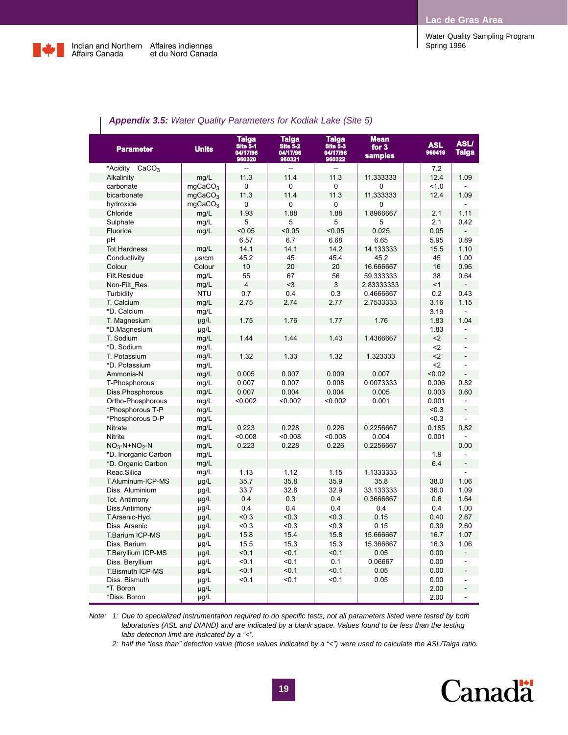### *Appendix 3.5: Water Quality Parameters for Kodiak Lake (Site 5)*

| Parameter | Units | Taiga Site 5-1 04/17/96 960320 | Taiga Site 5-2 04/17/96 960321 | Taiga Site 5-3 04/17/96 960322 | Mean for 3 samples | | ASL 960419 | ASL/ Taiga |
|---|---|---|---|---|---|---|---|---|
| *Acidity $CaCO_3$ | | -- | -- | -- | | | 7.2 | |
| Alkalinity | mg/L | 11.3 | 11.4 | 11.3 | 11.333333 | | 12.4 | 1.09 |
| carbonate | $mgCaCO_3$ | 0 | 0 | 0 | 0 | | <1.0 | - |
| bicarbonate | $mgCaCO_3$ | 11.3 | 11.4 | 11.3 | 11.333333 | | 12.4 | 1.09 |
| hydroxide | $mgCaCO_3$ | 0 | 0 | 0 | 0 | | | - |
| Chloride | mg/L | 1.93 | 1.88 | 1.88 | 1.8966667 | | 2.1 | 1.11 |
| Sulphate | mg/L | 5 | 5 | 5 | 5 | | 2.1 | 0.42 |
| Fluoride | mg/L | <0.05 | <0.05 | <0.05 | 0.025 | | 0.05 | - |
| pH | | 6.57 | 6.7 | 6.68 | 6.65 | | 5.95 | 0.89 |
| Tot.Hardness | mg/L | 14.1 | 14.1 | 14.2 | 14.133333 | | 15.5 | 1.10 |
| Conductivity | µs/cm | 45.2 | 45 | 45.4 | 45.2 | | 45 | 1.00 |
| Colour | Colour | 10 | 20 | 20 | 16.666667 | | 16 | 0.96 |
| Filt.Residue | mg/L | 55 | 67 | 56 | 59.333333 | | 38 | 0.64 |
| Non-Filt_Res. | mg/L | 4 | <3 | 3 | 2.83333333 | | <1 | - |
| Turbidity | NTU | 0.7 | 0.4 | 0.3 | 0.4666667 | | 0.2 | 0.43 |
| T. Calcium | mg/L | 2.75 | 2.74 | 2.77 | 2.7533333 | | 3.16 | 1.15 |
| *D. Calcium | mg/L | | | | | | 3.19 | - |
| T. Magnesium | µg/L | 1.75 | 1.76 | 1.77 | 1.76 | | 1.83 | 1.04 |
| *D.Magnesium | µg/L | | | | | | 1.83 | - |
| T. Sodium | mg/L | 1.44 | 1.44 | 1.43 | 1.4366667 | | <2 | - |
| *D. Sodium | mg/L | | | | | | <2 | - |
| T. Potassium | mg/L | 1.32 | 1.33 | 1.32 | 1.323333 | | <2 | - |
| *D. Potassium | mg/L | | | | | | <2 | - |
| Ammonia-N | mg/L | 0.005 | 0.007 | 0.009 | 0.007 | | <0.02 | - |
| T-Phosphorous | mg/L | 0.007 | 0.007 | 0.008 | 0.0073333 | | 0.006 | 0.82 |
| Diss.Phosphorous | mg/L | 0.007 | 0.004 | 0.004 | 0.005 | | 0.003 | 0.60 |
| Ortho-Phosphorous | mg/L | <0.002 | <0.002 | <0.002 | 0.001 | | 0.001 | - |
| *Phosphorous T-P | mg/L | | | | | | <0.3 | - |
| *Phosphorous D-P | mg/L | | | | | | <0.3 | - |
| Nitrate | mg/L | 0.223 | 0.228 | 0.226 | 0.2256667 | | 0.185 | 0.82 |
| Nitrite | mg/L | <0.008 | <0.008 | <0.008 | 0.004 | | 0.001 | - |
| $NO_3$-N+$NO_2$-N | mg/L | 0.223 | 0.228 | 0.226 | 0.2256667 | | | 0.00 |
| *D. Inorganic Carbon | mg/L | | | | | | 1.9 | - |
| *D. Organic Carbon | mg/L | | | | | | 6.4 | - |
| Reac.Silica | mg/L | 1.13 | 1.12 | 1.15 | 1.1333333 | | | - |
| T.Aluminum-ICP-MS | µg/L | 35.7 | 35.8 | 35.9 | 35.8 | | 38.0 | 1.06 |
| Diss. Aluminium | µg/L | 33.7 | 32.8 | 32.9 | 33.133333 | | 36.0 | 1.09 |
| Tot. Antimony | µg/L | 0.4 | 0.3 | 0.4 | 0.3666667 | | 0.6 | 1.64 |
| Diss.Antimony | µg/L | 0.4 | 0.4 | 0.4 | 0.4 | | 0.4 | 1.00 |
| T.Arsenic-Hyd. | µg/L | <0.3 | <0.3 | <0.3 | 0.15 | | 0.40 | 2.67 |
| Diss. Arsenic | µg/L | <0.3 | <0.3 | <0.3 | 0.15 | | 0.39 | 2.60 |
| T.Barium ICP-MS | µg/L | 15.8 | 15.4 | 15.8 | 15.666667 | | 16.7 | 1.07 |
| Diss. Barium | µg/L | 15.5 | 15.3 | 15.3 | 15.366667 | | 16.3 | 1.06 |
| T.Beryllium ICP-MS | µg/L | <0.1 | <0.1 | <0.1 | 0.05 | | 0.00 | - |
| Diss. Beryllium | µg/L | <0.1 | <0.1 | 0.1 | 0.06667 | | 0.00 | - |
| T.Bismuth ICP-MS | µg/L | <0.1 | <0.1 | <0.1 | 0.05 | | 0.00 | - |
| Diss. Bismuth | µg/L | <0.1 | <0.1 | <0.1 | 0.05 | | 0.00 | - |
| *T. Boron | µg/L | | | | | | 2.00 | - |
| *Diss. Boron | µg/L | | | | | | 2.00 | - |

*Note: 1: Due to specialized instrumentation required to do specific tests, not all parameters listed were tested by both laboratories (ASL and DIAND) and are indicated by a blank space. Values found to be less than the testing labs detection limit are indicated by a "<".*

*2: half the "less than" detection value (those values indicated by a "<") were used to calculate the ASL/Taiga ratio.*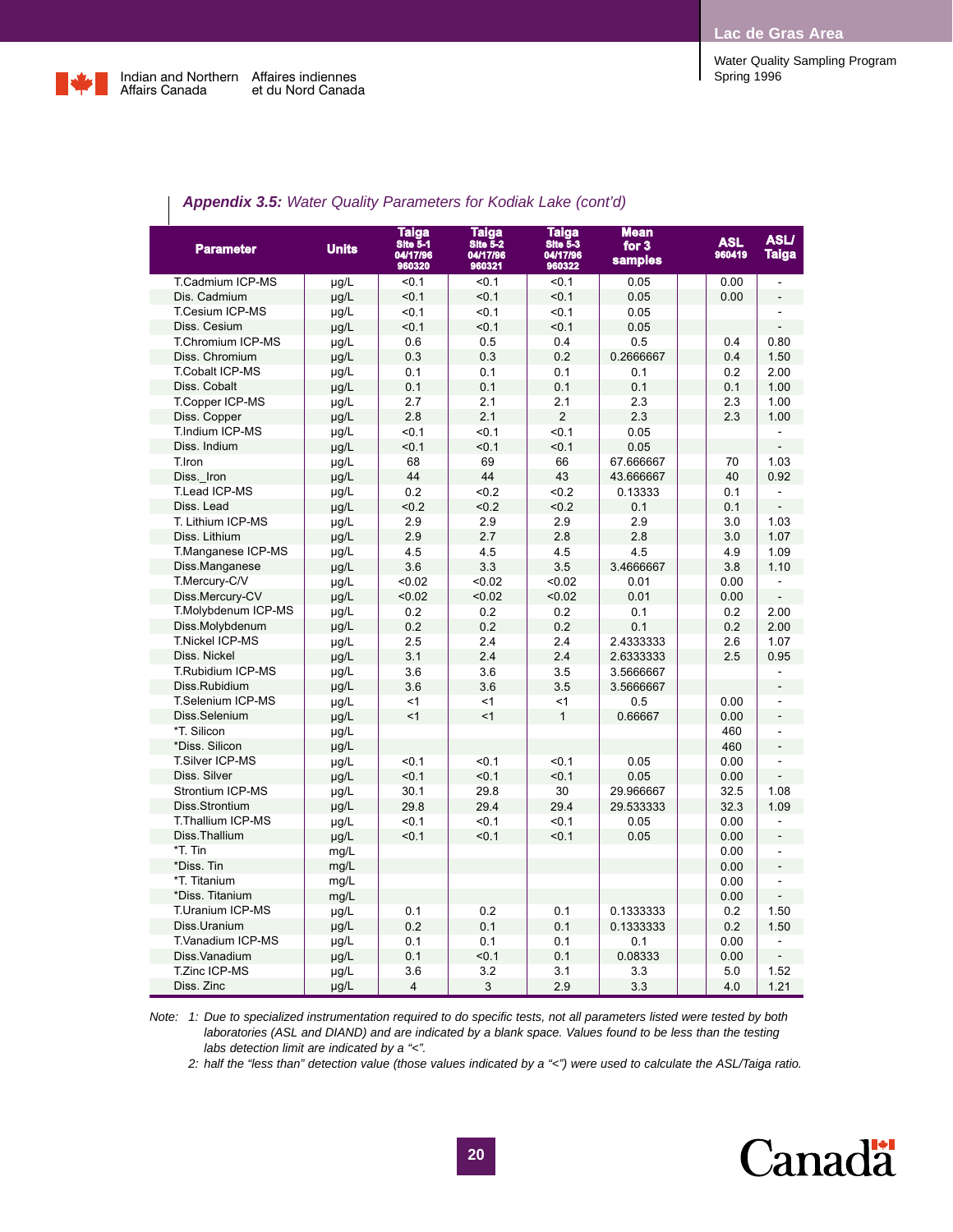### *Appendix 3.5: Water Quality Parameters for Kodiak Lake (cont'd)*

| Parameter | Units | Taiga Site 5-1 04/17/96 960320 | Taiga Site 5-2 04/17/96 960321 | Taiga Site 5-3 04/17/96 960322 | Mean for 3 samples | | ASL 960419 | ASL/ Taiga |
|---|---|---|---|---|---|---|---|---|
| T.Cadmium ICP-MS | µg/L | <0.1 | <0.1 | <0.1 | 0.05 | | 0.00 | - |
| Dis. Cadmium | µg/L | <0.1 | <0.1 | <0.1 | 0.05 | | 0.00 | - |
| T.Cesium ICP-MS | µg/L | <0.1 | <0.1 | <0.1 | 0.05 | | | - |
| Diss. Cesium | µg/L | <0.1 | <0.1 | <0.1 | 0.05 | | | - |
| T.Chromium ICP-MS | µg/L | 0.6 | 0.5 | 0.4 | 0.5 | | 0.4 | 0.80 |
| Diss. Chromium | µg/L | 0.3 | 0.3 | 0.2 | 0.2666667 | | 0.4 | 1.50 |
| T.Cobalt ICP-MS | µg/L | 0.1 | 0.1 | 0.1 | 0.1 | | 0.2 | 2.00 |
| Diss. Cobalt | µg/L | 0.1 | 0.1 | 0.1 | 0.1 | | 0.1 | 1.00 |
| T.Copper ICP-MS | µg/L | 2.7 | 2.1 | 2.1 | 2.3 | | 2.3 | 1.00 |
| Diss. Copper | µg/L | 2.8 | 2.1 | 2 | 2.3 | | 2.3 | 1.00 |
| T.Indium ICP-MS | µg/L | <0.1 | <0.1 | <0.1 | 0.05 | | | - |
| Diss. Indium | µg/L | <0.1 | <0.1 | <0.1 | 0.05 | | | - |
| T.Iron | µg/L | 68 | 69 | 66 | 67.666667 | | 70 | 1.03 |
| Diss._Iron | µg/L | 44 | 44 | 43 | 43.666667 | | 40 | 0.92 |
| T.Lead ICP-MS | µg/L | 0.2 | <0.2 | <0.2 | 0.13333 | | 0.1 | - |
| Diss. Lead | µg/L | <0.2 | <0.2 | <0.2 | 0.1 | | 0.1 | - |
| T. Lithium ICP-MS | µg/L | 2.9 | 2.9 | 2.9 | 2.9 | | 3.0 | 1.03 |
| Diss. Lithium | µg/L | 2.9 | 2.7 | 2.8 | 2.8 | | 3.0 | 1.07 |
| T.Manganese ICP-MS | µg/L | 4.5 | 4.5 | 4.5 | 4.5 | | 4.9 | 1.09 |
| Diss.Manganese | µg/L | 3.6 | 3.3 | 3.5 | 3.4666667 | | 3.8 | 1.10 |
| T.Mercury-C/V | µg/L | <0.02 | <0.02 | <0.02 | 0.01 | | 0.00 | - |
| Diss.Mercury-CV | µg/L | <0.02 | <0.02 | <0.02 | 0.01 | | 0.00 | - |
| T.Molybdenum ICP-MS | µg/L | 0.2 | 0.2 | 0.2 | 0.1 | | 0.2 | 2.00 |
| Diss.Molybdenum | µg/L | 0.2 | 0.2 | 0.2 | 0.1 | | 0.2 | 2.00 |
| T.Nickel ICP-MS | µg/L | 2.5 | 2.4 | 2.4 | 2.4333333 | | 2.6 | 1.07 |
| Diss. Nickel | µg/L | 3.1 | 2.4 | 2.4 | 2.6333333 | | 2.5 | 0.95 |
| T.Rubidium ICP-MS | µg/L | 3.6 | 3.6 | 3.5 | 3.5666667 | | | - |
| Diss.Rubidium | µg/L | 3.6 | 3.6 | 3.5 | 3.5666667 | | | - |
| T.Selenium ICP-MS | µg/L | <1 | <1 | <1 | 0.5 | | 0.00 | - |
| Diss.Selenium | µg/L | <1 | <1 | 1 | 0.66667 | | 0.00 | - |
| *T. Silicon | µg/L | | | | | | 460 | - |
| *Diss. Silicon | µg/L | | | | | | 460 | - |
| T.Silver ICP-MS | µg/L | <0.1 | <0.1 | <0.1 | 0.05 | | 0.00 | - |
| Diss. Silver | µg/L | <0.1 | <0.1 | <0.1 | 0.05 | | 0.00 | - |
| Strontium ICP-MS | µg/L | 30.1 | 29.8 | 30 | 29.966667 | | 32.5 | 1.08 |
| Diss.Strontium | µg/L | 29.8 | 29.4 | 29.4 | 29.533333 | | 32.3 | 1.09 |
| T.Thallium ICP-MS | µg/L | <0.1 | <0.1 | <0.1 | 0.05 | | 0.00 | - |
| Diss.Thallium | µg/L | <0.1 | <0.1 | <0.1 | 0.05 | | 0.00 | - |
| *T. Tin | mg/L | | | | | | 0.00 | - |
| *Diss. Tin | mg/L | | | | | | 0.00 | - |
| *T. Titanium | mg/L | | | | | | 0.00 | - |
| *Diss. Titanium | mg/L | | | | | | 0.00 | - |
| T.Uranium ICP-MS | µg/L | 0.1 | 0.2 | 0.1 | 0.1333333 | | 0.2 | 1.50 |
| Diss.Uranium | µg/L | 0.2 | 0.1 | 0.1 | 0.1333333 | | 0.2 | 1.50 |
| T.Vanadium ICP-MS | µg/L | 0.1 | 0.1 | 0.1 | 0.1 | | 0.00 | - |
| Diss.Vanadium | µg/L | 0.1 | <0.1 | 0.1 | 0.08333 | | 0.00 | - |
| T.Zinc ICP-MS | µg/L | 3.6 | 3.2 | 3.1 | 3.3 | | 5.0 | 1.52 |
| Diss. Zinc | µg/L | 4 | 3 | 2.9 | 3.3 | | 4.0 | 1.21 |

*Note: 1: Due to specialized instrumentation required to do specific tests, not all parameters listed were tested by both laboratories (ASL and DIAND) and are indicated by a blank space. Values found to be less than the testing labs detection limit are indicated by a "<".*

*2: half the "less than" detection value (those values indicated by a "<") were used to calculate the ASL/Taiga ratio.*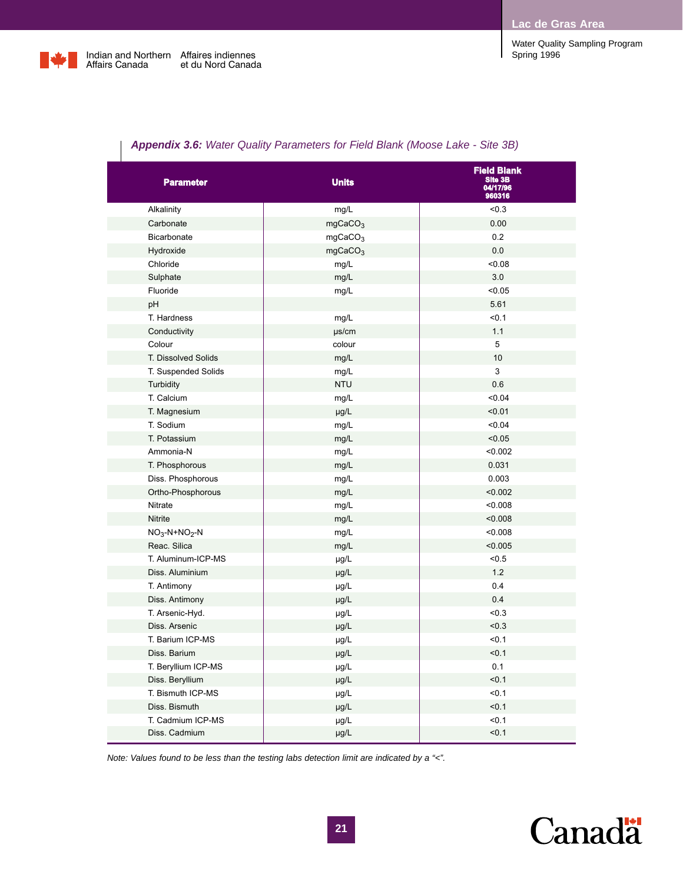***Appendix 3.6:*** *Water Quality Parameters for Field Blank (Moose Lake - Site 3B)*

| Parameter | Units | Field Blank Site 3B 04/17/96 960316 |
|---|---|---|
| Alkalinity | mg/L | <0.3 |
| Carbonate | $mgCaCO_3$ | 0.00 |
| Bicarbonate | $mgCaCO_3$ | 0.2 |
| Hydroxide | $mgCaCO_3$ | 0.0 |
| Chloride | mg/L | <0.08 |
| Sulphate | mg/L | 3.0 |
| Fluoride | mg/L | <0.05 |
| pH | | 5.61 |
| T. Hardness | mg/L | <0.1 |
| Conductivity | µs/cm | 1.1 |
| Colour | colour | 5 |
| T. Dissolved Solids | mg/L | 10 |
| T. Suspended Solids | mg/L | 3 |
| Turbidity | NTU | 0.6 |
| T. Calcium | mg/L | <0.04 |
| T. Magnesium | µg/L | <0.01 |
| T. Sodium | mg/L | <0.04 |
| T. Potassium | mg/L | <0.05 |
| Ammonia-N | mg/L | <0.002 |
| T. Phosphorous | mg/L | 0.031 |
| Diss. Phosphorous | mg/L | 0.003 |
| Ortho-Phosphorous | mg/L | <0.002 |
| Nitrate | mg/L | <0.008 |
| Nitrite | mg/L | <0.008 |
| $NO_3$-N+$NO_2$-N | mg/L | <0.008 |
| Reac. Silica | mg/L | <0.005 |
| T. Aluminum-ICP-MS | µg/L | <0.5 |
| Diss. Aluminium | µg/L | 1.2 |
| T. Antimony | µg/L | 0.4 |
| Diss. Antimony | µg/L | 0.4 |
| T. Arsenic-Hyd. | µg/L | <0.3 |
| Diss. Arsenic | µg/L | <0.3 |
| T. Barium ICP-MS | µg/L | <0.1 |
| Diss. Barium | µg/L | <0.1 |
| T. Beryllium ICP-MS | µg/L | 0.1 |
| Diss. Beryllium | µg/L | <0.1 |
| T. Bismuth ICP-MS | µg/L | <0.1 |
| Diss. Bismuth | µg/L | <0.1 |
| T. Cadmium ICP-MS | µg/L | <0.1 |
| Diss. Cadmium | µg/L | <0.1 |

*Note: Values found to be less than the testing labs detection limit are indicated by a "<".*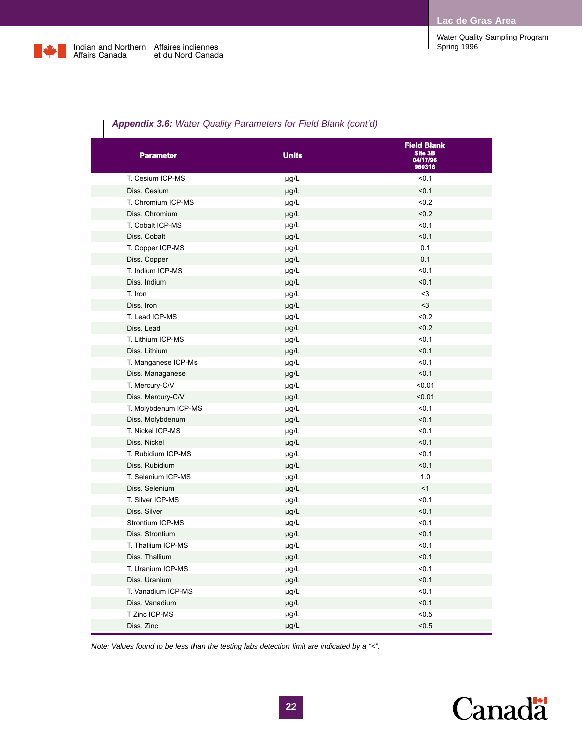***Appendix 3.6:*** *Water Quality Parameters for Field Blank (cont'd)*

| Parameter | Units | Field Blank Site 3B 04/17/96 960316 |
|---|---|---|
| T. Cesium ICP-MS | µg/L | <0.1 |
| Diss. Cesium | µg/L | <0.1 |
| T. Chromium ICP-MS | µg/L | <0.2 |
| Diss. Chromium | µg/L | <0.2 |
| T. Cobalt ICP-MS | µg/L | <0.1 |
| Diss. Cobalt | µg/L | <0.1 |
| T. Copper ICP-MS | µg/L | 0.1 |
| Diss. Copper | µg/L | 0.1 |
| T. Indium ICP-MS | µg/L | <0.1 |
| Diss. Indium | µg/L | <0.1 |
| T. Iron | µg/L | <3 |
| Diss. Iron | µg/L | <3 |
| T. Lead ICP-MS | µg/L | <0.2 |
| Diss. Lead | µg/L | <0.2 |
| T. Lithium ICP-MS | µg/L | <0.1 |
| Diss. Lithium | µg/L | <0.1 |
| T. Manganese ICP-Ms | µg/L | <0.1 |
| Diss. Managanese | µg/L | <0.1 |
| T. Mercury-C/V | µg/L | <0.01 |
| Diss. Mercury-C/V | µg/L | <0.01 |
| T. Molybdenum ICP-MS | µg/L | <0.1 |
| Diss. Molybdenum | µg/L | <0.1 |
| T. Nickel ICP-MS | µg/L | <0.1 |
| Diss. Nickel | µg/L | <0.1 |
| T. Rubidium ICP-MS | µg/L | <0.1 |
| Diss. Rubidium | µg/L | <0.1 |
| T. Selenium ICP-MS | µg/L | 1.0 |
| Diss. Selenium | µg/L | <1 |
| T. Silver ICP-MS | µg/L | <0.1 |
| Diss. Silver | µg/L | <0.1 |
| Strontium ICP-MS | µg/L | <0.1 |
| Diss. Strontium | µg/L | <0.1 |
| T. Thallium ICP-MS | µg/L | <0.1 |
| Diss. Thallium | µg/L | <0.1 |
| T. Uranium ICP-MS | µg/L | <0.1 |
| Diss. Uranium | µg/L | <0.1 |
| T. Vanadium ICP-MS | µg/L | <0.1 |
| Diss. Vanadium | µg/L | <0.1 |
| T Zinc ICP-MS | µg/L | <0.5 |
| Diss. Zinc | µg/L | <0.5 |

*Note: Values found to be less than the testing labs detection limit are indicated by a "<".*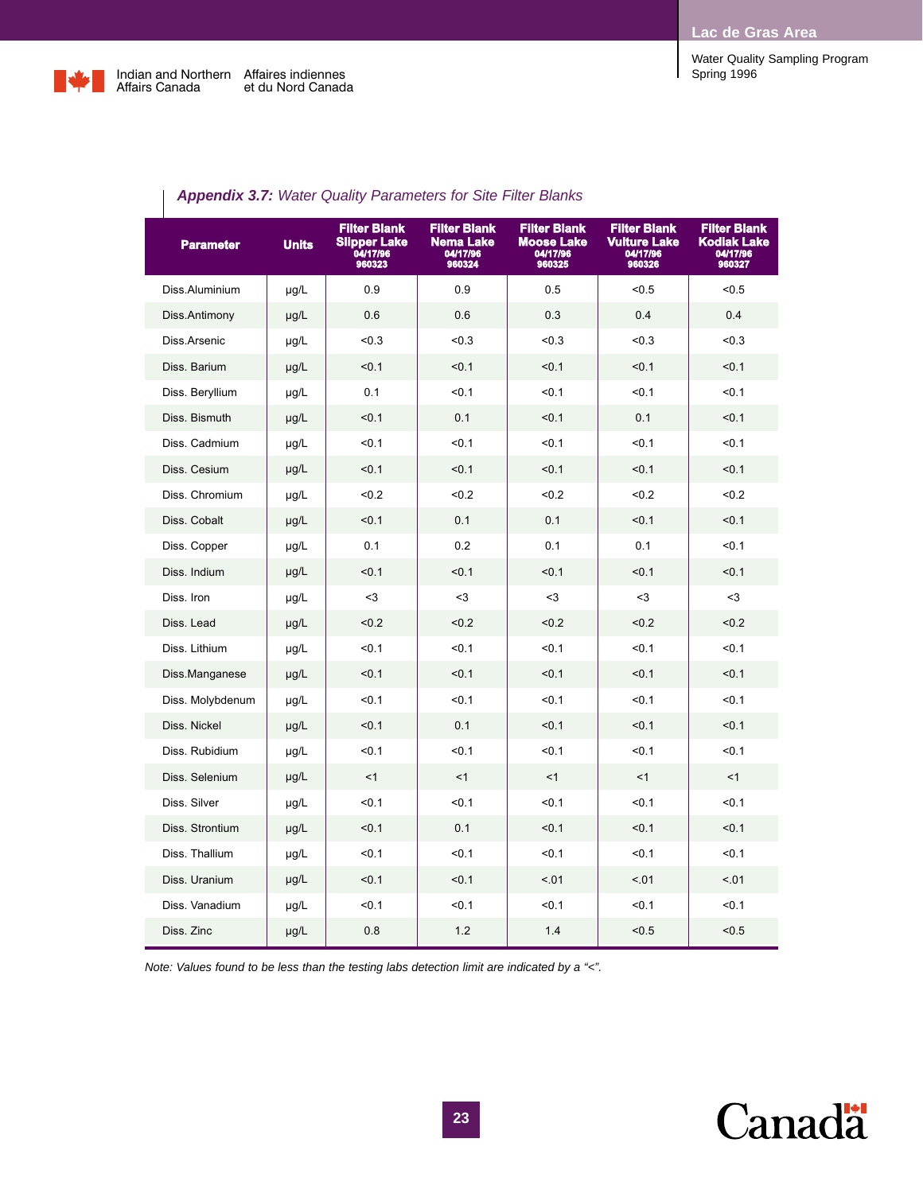**Appendix 3.7:** *Water Quality Parameters for Site Filter Blanks*

| Parameter | Units | Filter Blank Slipper Lake 04/17/96 960323 | Filter Blank Nema Lake 04/17/96 960324 | Filter Blank Moose Lake 04/17/96 960325 | Filter Blank Vulture Lake 04/17/96 960326 | Filter Blank Kodiak Lake 04/17/96 960327 |
|---|---|---|---|---|---|---|
| Diss.Aluminium | µg/L | 0.9 | 0.9 | 0.5 | <0.5 | <0.5 |
| Diss.Antimony | µg/L | 0.6 | 0.6 | 0.3 | 0.4 | 0.4 |
| Diss.Arsenic | µg/L | <0.3 | <0.3 | <0.3 | <0.3 | <0.3 |
| Diss. Barium | µg/L | <0.1 | <0.1 | <0.1 | <0.1 | <0.1 |
| Diss. Beryllium | µg/L | 0.1 | <0.1 | <0.1 | <0.1 | <0.1 |
| Diss. Bismuth | µg/L | <0.1 | 0.1 | <0.1 | 0.1 | <0.1 |
| Diss. Cadmium | µg/L | <0.1 | <0.1 | <0.1 | <0.1 | <0.1 |
| Diss. Cesium | µg/L | <0.1 | <0.1 | <0.1 | <0.1 | <0.1 |
| Diss. Chromium | µg/L | <0.2 | <0.2 | <0.2 | <0.2 | <0.2 |
| Diss. Cobalt | µg/L | <0.1 | 0.1 | 0.1 | <0.1 | <0.1 |
| Diss. Copper | µg/L | 0.1 | 0.2 | 0.1 | 0.1 | <0.1 |
| Diss. Indium | µg/L | <0.1 | <0.1 | <0.1 | <0.1 | <0.1 |
| Diss. Iron | µg/L | <3 | <3 | <3 | <3 | <3 |
| Diss. Lead | µg/L | <0.2 | <0.2 | <0.2 | <0.2 | <0.2 |
| Diss. Lithium | µg/L | <0.1 | <0.1 | <0.1 | <0.1 | <0.1 |
| Diss.Manganese | µg/L | <0.1 | <0.1 | <0.1 | <0.1 | <0.1 |
| Diss. Molybdenum | µg/L | <0.1 | <0.1 | <0.1 | <0.1 | <0.1 |
| Diss. Nickel | µg/L | <0.1 | 0.1 | <0.1 | <0.1 | <0.1 |
| Diss. Rubidium | µg/L | <0.1 | <0.1 | <0.1 | <0.1 | <0.1 |
| Diss. Selenium | µg/L | <1 | <1 | <1 | <1 | <1 |
| Diss. Silver | µg/L | <0.1 | <0.1 | <0.1 | <0.1 | <0.1 |
| Diss. Strontium | µg/L | <0.1 | 0.1 | <0.1 | <0.1 | <0.1 |
| Diss. Thallium | µg/L | <0.1 | <0.1 | <0.1 | <0.1 | <0.1 |
| Diss. Uranium | µg/L | <0.1 | <0.1 | <.01 | <.01 | <.01 |
| Diss. Vanadium | µg/L | <0.1 | <0.1 | <0.1 | <0.1 | <0.1 |
| Diss. Zinc | µg/L | 0.8 | 1.2 | 1.4 | <0.5 | <0.5 |

*Note: Values found to be less than the testing labs detection limit are indicated by a "<".*